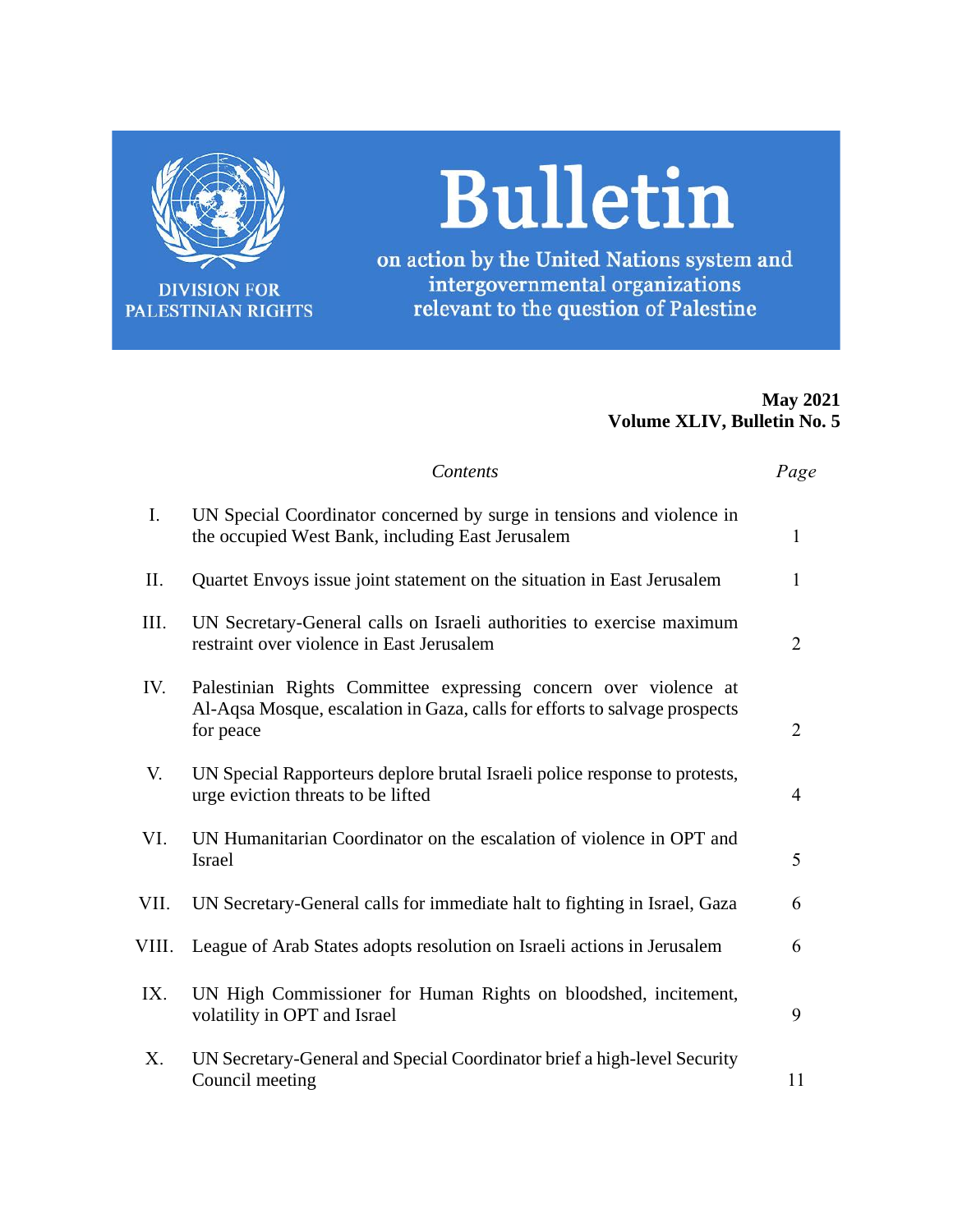DIVISION FOR PALESTINIAN RIGHTS

# Bulletin

on action by the United Nations system and intergovernmental organizations relevant to the question of Palestine

**May 2021**
**Volume XLIV, Bulletin No. 5**

| | *Contents* | *Page* |
|---|---|---|
| I. | UN Special Coordinator concerned by surge in tensions and violence in the occupied West Bank, including East Jerusalem | 1 |
| II. | Quartet Envoys issue joint statement on the situation in East Jerusalem | 1 |
| III. | UN Secretary-General calls on Israeli authorities to exercise maximum restraint over violence in East Jerusalem | 2 |
| IV. | Palestinian Rights Committee expressing concern over violence at Al-Aqsa Mosque, escalation in Gaza, calls for efforts to salvage prospects for peace | 2 |
| V. | UN Special Rapporteurs deplore brutal Israeli police response to protests, urge eviction threats to be lifted | 4 |
| VI. | UN Humanitarian Coordinator on the escalation of violence in OPT and Israel | 5 |
| VII. | UN Secretary-General calls for immediate halt to fighting in Israel, Gaza | 6 |
| VIII. | League of Arab States adopts resolution on Israeli actions in Jerusalem | 6 |
| IX. | UN High Commissioner for Human Rights on bloodshed, incitement, volatility in OPT and Israel | 9 |
| X. | UN Secretary-General and Special Coordinator brief a high-level Security Council meeting | 11 |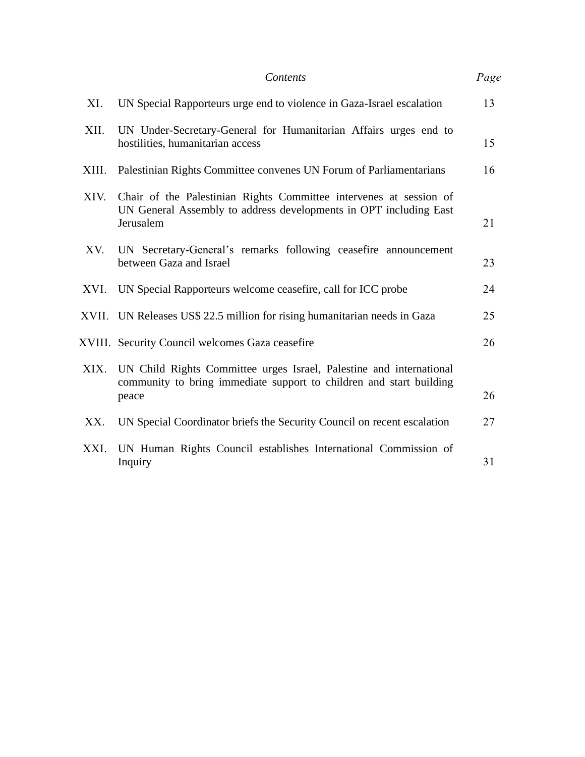| | *Contents* | *Page* |
|---|---|---|
| XI. | UN Special Rapporteurs urge end to violence in Gaza-Israel escalation | 13 |
| XII. | UN Under-Secretary-General for Humanitarian Affairs urges end to hostilities, humanitarian access | 15 |
| XIII. | Palestinian Rights Committee convenes UN Forum of Parliamentarians | 16 |
| XIV. | Chair of the Palestinian Rights Committee intervenes at session of UN General Assembly to address developments in OPT including East Jerusalem | 21 |
| XV. | UN Secretary-General's remarks following ceasefire announcement between Gaza and Israel | 23 |
| XVI. | UN Special Rapporteurs welcome ceasefire, call for ICC probe | 24 |
| XVII. | UN Releases US$ 22.5 million for rising humanitarian needs in Gaza | 25 |
| XVIII. | Security Council welcomes Gaza ceasefire | 26 |
| XIX. | UN Child Rights Committee urges Israel, Palestine and international community to bring immediate support to children and start building peace | 26 |
| XX. | UN Special Coordinator briefs the Security Council on recent escalation | 27 |
| XXI. | UN Human Rights Council establishes International Commission of Inquiry | 31 |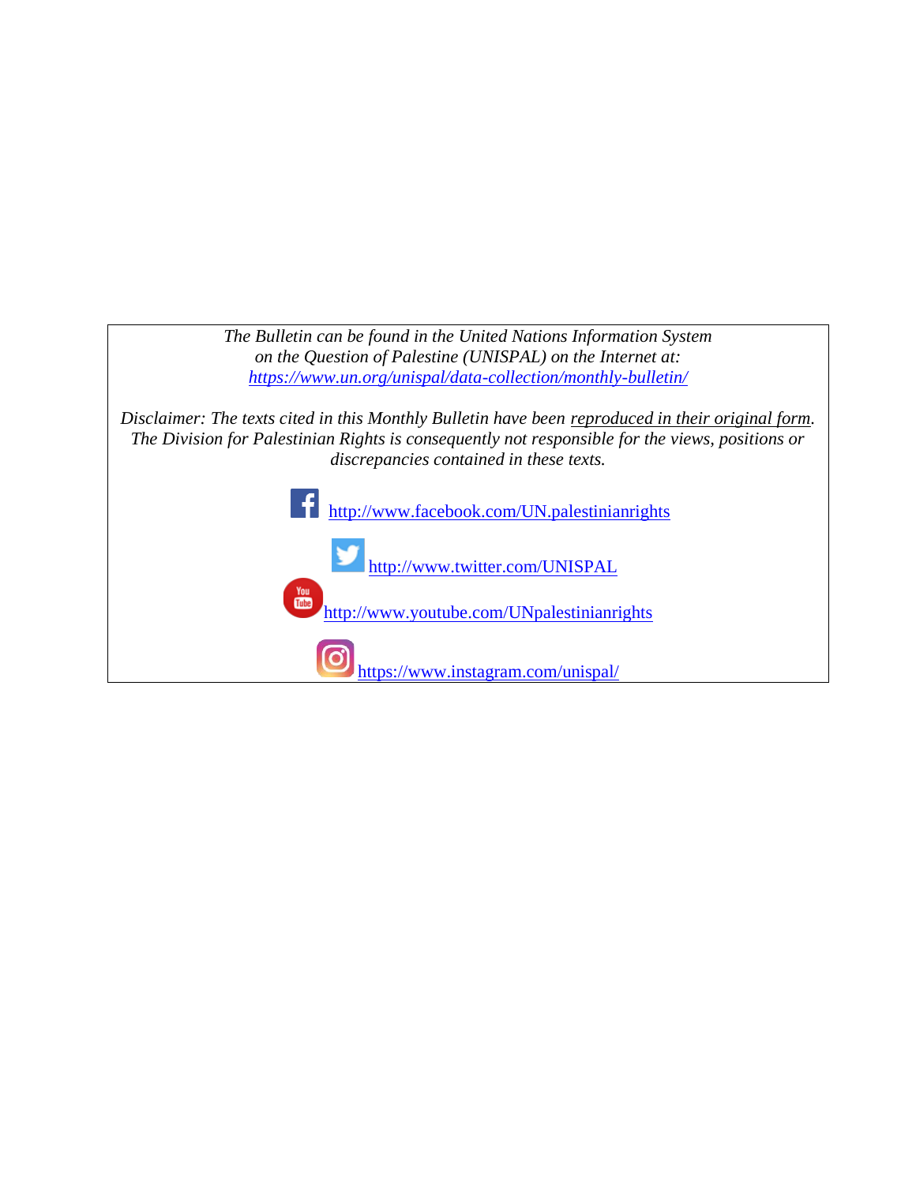*The Bulletin can be found in the United Nations Information System on the Question of Palestine (UNISPAL) on the Internet at:* *https://www.un.org/unispal/data-collection/monthly-bulletin/*

*Disclaimer: The texts cited in this Monthly Bulletin have been reproduced in their original form. The Division for Palestinian Rights is consequently not responsible for the views, positions or discrepancies contained in these texts.*

http://www.facebook.com/UN.palestinianrights

http://www.twitter.com/UNISPAL

http://www.youtube.com/UNpalestinianrights

https://www.instagram.com/unispal/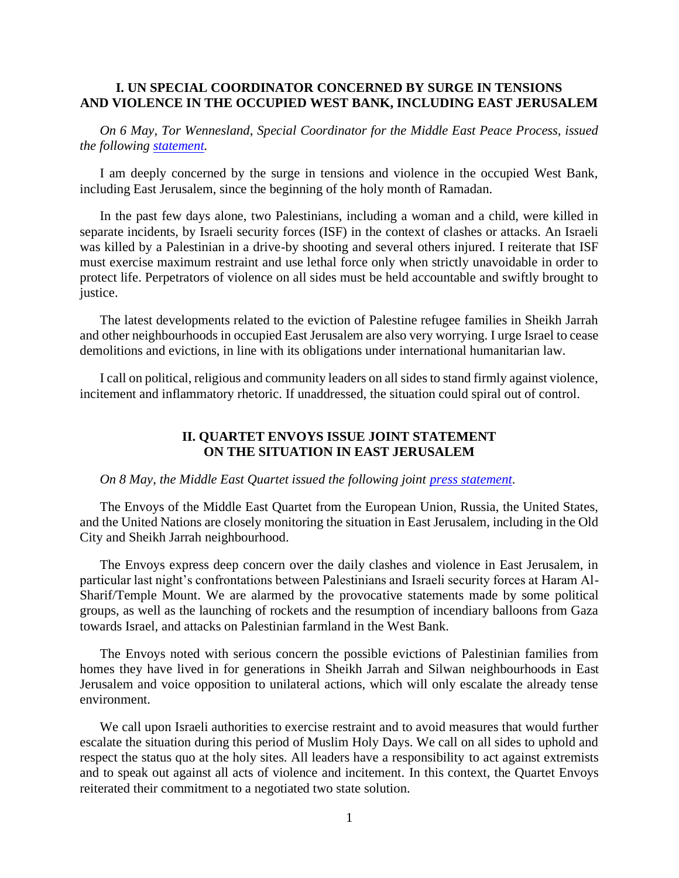## I. UN SPECIAL COORDINATOR CONCERNED BY SURGE IN TENSIONS AND VIOLENCE IN THE OCCUPIED WEST BANK, INCLUDING EAST JERUSALEM

*On 6 May, Tor Wennesland, Special Coordinator for the Middle East Peace Process, issued the following [statement](statement).*

I am deeply concerned by the surge in tensions and violence in the occupied West Bank, including East Jerusalem, since the beginning of the holy month of Ramadan.

In the past few days alone, two Palestinians, including a woman and a child, were killed in separate incidents, by Israeli security forces (ISF) in the context of clashes or attacks. An Israeli was killed by a Palestinian in a drive-by shooting and several others injured. I reiterate that ISF must exercise maximum restraint and use lethal force only when strictly unavoidable in order to protect life. Perpetrators of violence on all sides must be held accountable and swiftly brought to justice.

The latest developments related to the eviction of Palestine refugee families in Sheikh Jarrah and other neighbourhoods in occupied East Jerusalem are also very worrying. I urge Israel to cease demolitions and evictions, in line with its obligations under international humanitarian law.

I call on political, religious and community leaders on all sides to stand firmly against violence, incitement and inflammatory rhetoric. If unaddressed, the situation could spiral out of control.

## II. QUARTET ENVOYS ISSUE JOINT STATEMENT ON THE SITUATION IN EAST JERUSALEM

*On 8 May, the Middle East Quartet issued the following joint [press statement](press statement).*

The Envoys of the Middle East Quartet from the European Union, Russia, the United States, and the United Nations are closely monitoring the situation in East Jerusalem, including in the Old City and Sheikh Jarrah neighbourhood.

The Envoys express deep concern over the daily clashes and violence in East Jerusalem, in particular last night's confrontations between Palestinians and Israeli security forces at Haram Al-Sharif/Temple Mount. We are alarmed by the provocative statements made by some political groups, as well as the launching of rockets and the resumption of incendiary balloons from Gaza towards Israel, and attacks on Palestinian farmland in the West Bank.

The Envoys noted with serious concern the possible evictions of Palestinian families from homes they have lived in for generations in Sheikh Jarrah and Silwan neighbourhoods in East Jerusalem and voice opposition to unilateral actions, which will only escalate the already tense environment.

We call upon Israeli authorities to exercise restraint and to avoid measures that would further escalate the situation during this period of Muslim Holy Days. We call on all sides to uphold and respect the status quo at the holy sites. All leaders have a responsibility to act against extremists and to speak out against all acts of violence and incitement. In this context, the Quartet Envoys reiterated their commitment to a negotiated two state solution.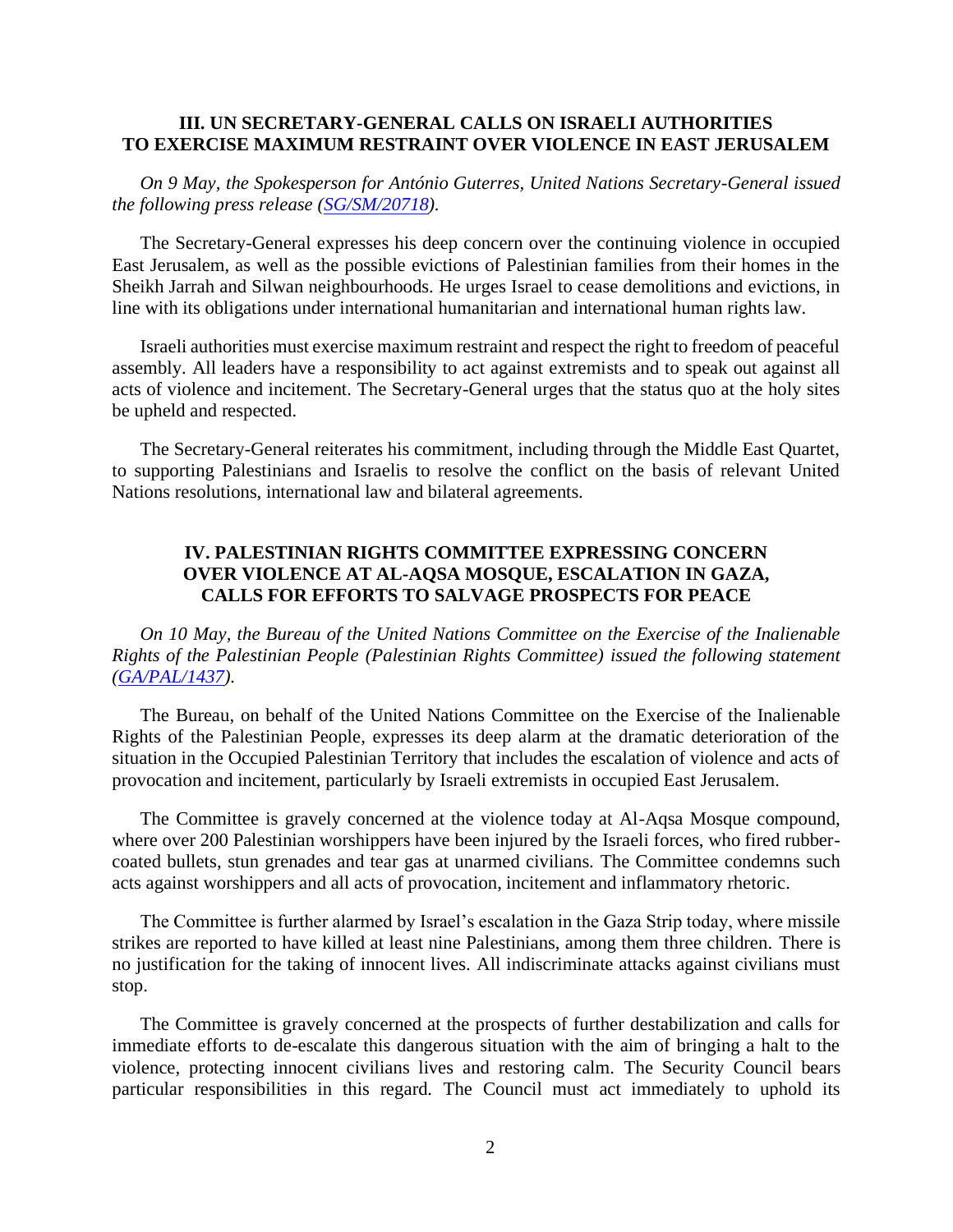## III. UN SECRETARY-GENERAL CALLS ON ISRAELI AUTHORITIES TO EXERCISE MAXIMUM RESTRAINT OVER VIOLENCE IN EAST JERUSALEM

*On 9 May, the Spokesperson for António Guterres, United Nations Secretary-General issued the following press release ([SG/SM/20718](SG/SM/20718)).*

The Secretary-General expresses his deep concern over the continuing violence in occupied East Jerusalem, as well as the possible evictions of Palestinian families from their homes in the Sheikh Jarrah and Silwan neighbourhoods. He urges Israel to cease demolitions and evictions, in line with its obligations under international humanitarian and international human rights law.

Israeli authorities must exercise maximum restraint and respect the right to freedom of peaceful assembly. All leaders have a responsibility to act against extremists and to speak out against all acts of violence and incitement. The Secretary-General urges that the status quo at the holy sites be upheld and respected.

The Secretary-General reiterates his commitment, including through the Middle East Quartet, to supporting Palestinians and Israelis to resolve the conflict on the basis of relevant United Nations resolutions, international law and bilateral agreements.

## IV. PALESTINIAN RIGHTS COMMITTEE EXPRESSING CONCERN OVER VIOLENCE AT AL-AQSA MOSQUE, ESCALATION IN GAZA, CALLS FOR EFFORTS TO SALVAGE PROSPECTS FOR PEACE

*On 10 May, the Bureau of the United Nations Committee on the Exercise of the Inalienable Rights of the Palestinian People (Palestinian Rights Committee) issued the following statement ([GA/PAL/1437](GA/PAL/1437)).*

The Bureau, on behalf of the United Nations Committee on the Exercise of the Inalienable Rights of the Palestinian People, expresses its deep alarm at the dramatic deterioration of the situation in the Occupied Palestinian Territory that includes the escalation of violence and acts of provocation and incitement, particularly by Israeli extremists in occupied East Jerusalem.

The Committee is gravely concerned at the violence today at Al-Aqsa Mosque compound, where over 200 Palestinian worshippers have been injured by the Israeli forces, who fired rubber-coated bullets, stun grenades and tear gas at unarmed civilians. The Committee condemns such acts against worshippers and all acts of provocation, incitement and inflammatory rhetoric.

The Committee is further alarmed by Israel's escalation in the Gaza Strip today, where missile strikes are reported to have killed at least nine Palestinians, among them three children. There is no justification for the taking of innocent lives. All indiscriminate attacks against civilians must stop.

The Committee is gravely concerned at the prospects of further destabilization and calls for immediate efforts to de-escalate this dangerous situation with the aim of bringing a halt to the violence, protecting innocent civilians lives and restoring calm. The Security Council bears particular responsibilities in this regard. The Council must act immediately to uphold its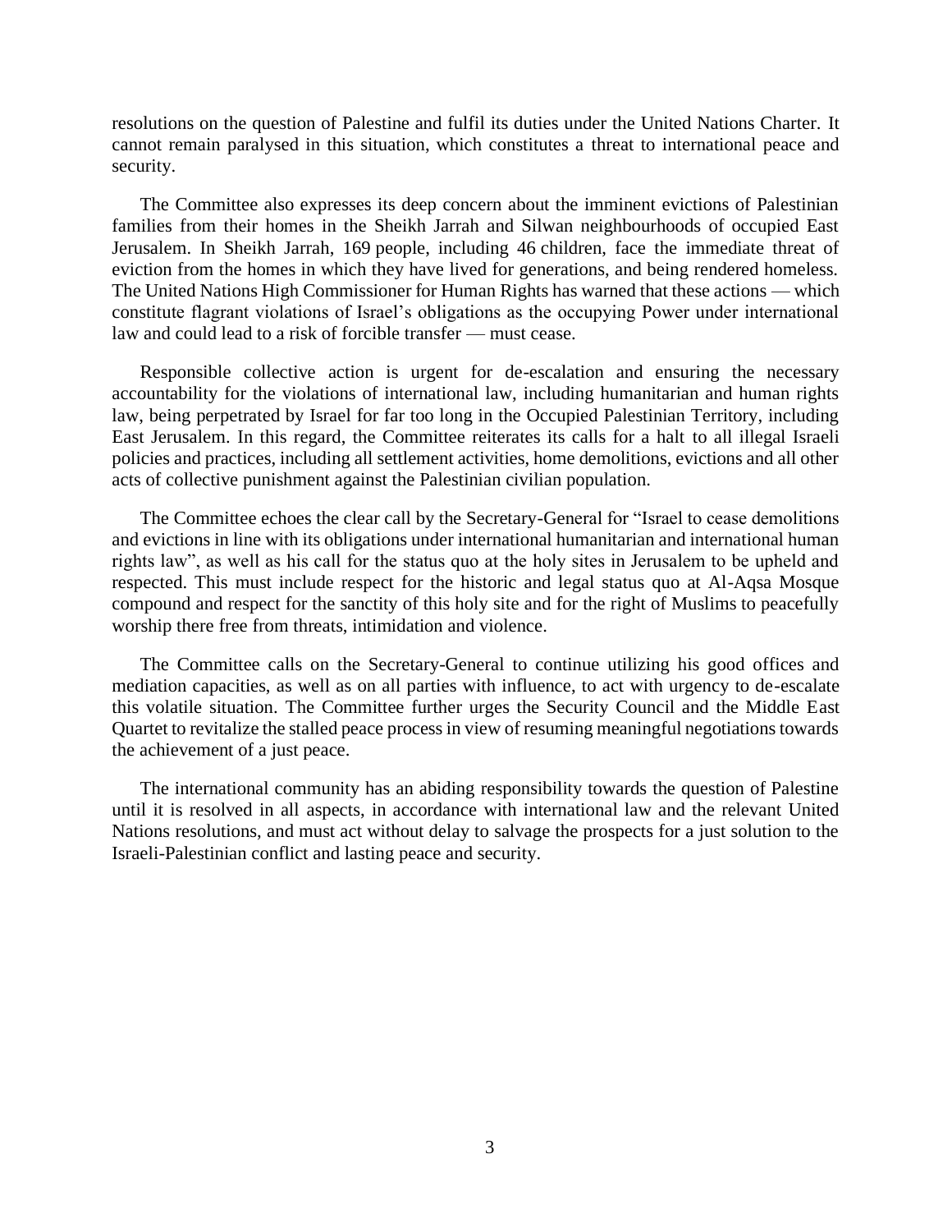resolutions on the question of Palestine and fulfil its duties under the United Nations Charter. It cannot remain paralysed in this situation, which constitutes a threat to international peace and security.

The Committee also expresses its deep concern about the imminent evictions of Palestinian families from their homes in the Sheikh Jarrah and Silwan neighbourhoods of occupied East Jerusalem. In Sheikh Jarrah, 169 people, including 46 children, face the immediate threat of eviction from the homes in which they have lived for generations, and being rendered homeless. The United Nations High Commissioner for Human Rights has warned that these actions — which constitute flagrant violations of Israel's obligations as the occupying Power under international law and could lead to a risk of forcible transfer — must cease.

Responsible collective action is urgent for de-escalation and ensuring the necessary accountability for the violations of international law, including humanitarian and human rights law, being perpetrated by Israel for far too long in the Occupied Palestinian Territory, including East Jerusalem. In this regard, the Committee reiterates its calls for a halt to all illegal Israeli policies and practices, including all settlement activities, home demolitions, evictions and all other acts of collective punishment against the Palestinian civilian population.

The Committee echoes the clear call by the Secretary-General for "Israel to cease demolitions and evictions in line with its obligations under international humanitarian and international human rights law", as well as his call for the status quo at the holy sites in Jerusalem to be upheld and respected. This must include respect for the historic and legal status quo at Al-Aqsa Mosque compound and respect for the sanctity of this holy site and for the right of Muslims to peacefully worship there free from threats, intimidation and violence.

The Committee calls on the Secretary-General to continue utilizing his good offices and mediation capacities, as well as on all parties with influence, to act with urgency to de-escalate this volatile situation. The Committee further urges the Security Council and the Middle East Quartet to revitalize the stalled peace process in view of resuming meaningful negotiations towards the achievement of a just peace.

The international community has an abiding responsibility towards the question of Palestine until it is resolved in all aspects, in accordance with international law and the relevant United Nations resolutions, and must act without delay to salvage the prospects for a just solution to the Israeli-Palestinian conflict and lasting peace and security.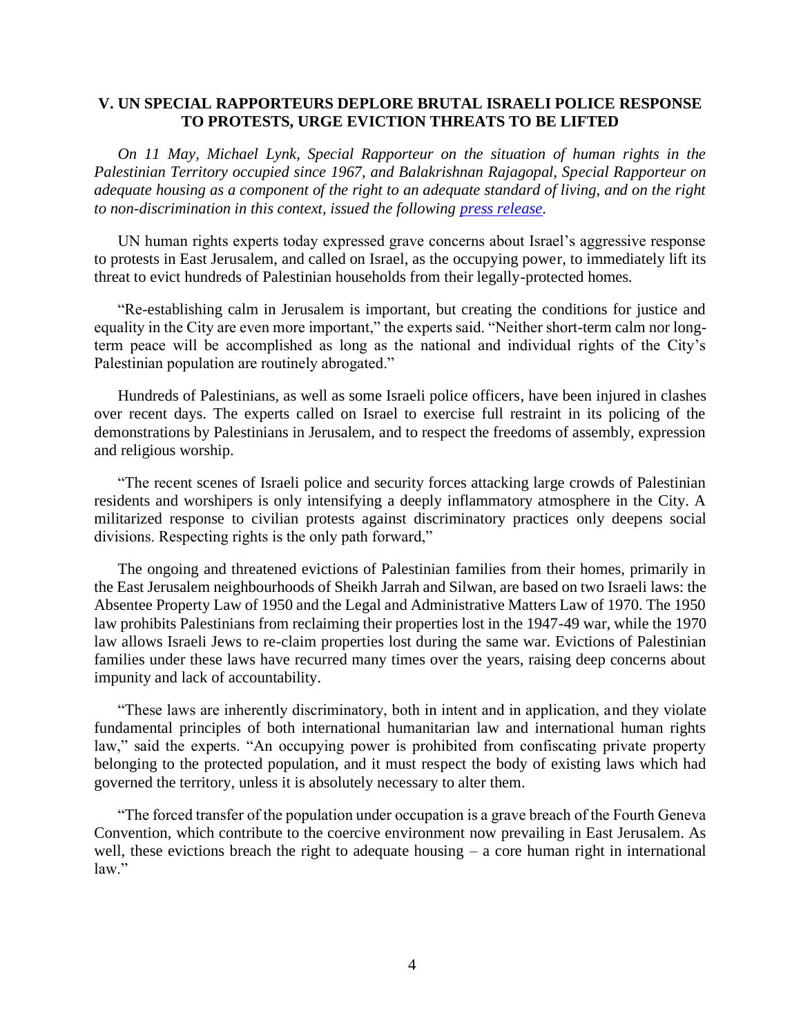## V. UN SPECIAL RAPPORTEURS DEPLORE BRUTAL ISRAELI POLICE RESPONSE TO PROTESTS, URGE EVICTION THREATS TO BE LIFTED

*On 11 May, Michael Lynk, Special Rapporteur on the situation of human rights in the Palestinian Territory occupied since 1967, and Balakrishnan Rajagopal, Special Rapporteur on adequate housing as a component of the right to an adequate standard of living, and on the right to non-discrimination in this context, issued the following [press release](press release).*

UN human rights experts today expressed grave concerns about Israel's aggressive response to protests in East Jerusalem, and called on Israel, as the occupying power, to immediately lift its threat to evict hundreds of Palestinian households from their legally-protected homes.

"Re-establishing calm in Jerusalem is important, but creating the conditions for justice and equality in the City are even more important," the experts said. "Neither short-term calm nor long-term peace will be accomplished as long as the national and individual rights of the City's Palestinian population are routinely abrogated."

Hundreds of Palestinians, as well as some Israeli police officers, have been injured in clashes over recent days. The experts called on Israel to exercise full restraint in its policing of the demonstrations by Palestinians in Jerusalem, and to respect the freedoms of assembly, expression and religious worship.

"The recent scenes of Israeli police and security forces attacking large crowds of Palestinian residents and worshipers is only intensifying a deeply inflammatory atmosphere in the City. A militarized response to civilian protests against discriminatory practices only deepens social divisions. Respecting rights is the only path forward,"

The ongoing and threatened evictions of Palestinian families from their homes, primarily in the East Jerusalem neighbourhoods of Sheikh Jarrah and Silwan, are based on two Israeli laws: the Absentee Property Law of 1950 and the Legal and Administrative Matters Law of 1970. The 1950 law prohibits Palestinians from reclaiming their properties lost in the 1947-49 war, while the 1970 law allows Israeli Jews to re-claim properties lost during the same war. Evictions of Palestinian families under these laws have recurred many times over the years, raising deep concerns about impunity and lack of accountability.

"These laws are inherently discriminatory, both in intent and in application, and they violate fundamental principles of both international humanitarian law and international human rights law," said the experts. "An occupying power is prohibited from confiscating private property belonging to the protected population, and it must respect the body of existing laws which had governed the territory, unless it is absolutely necessary to alter them.

"The forced transfer of the population under occupation is a grave breach of the Fourth Geneva Convention, which contribute to the coercive environment now prevailing in East Jerusalem. As well, these evictions breach the right to adequate housing – a core human right in international law."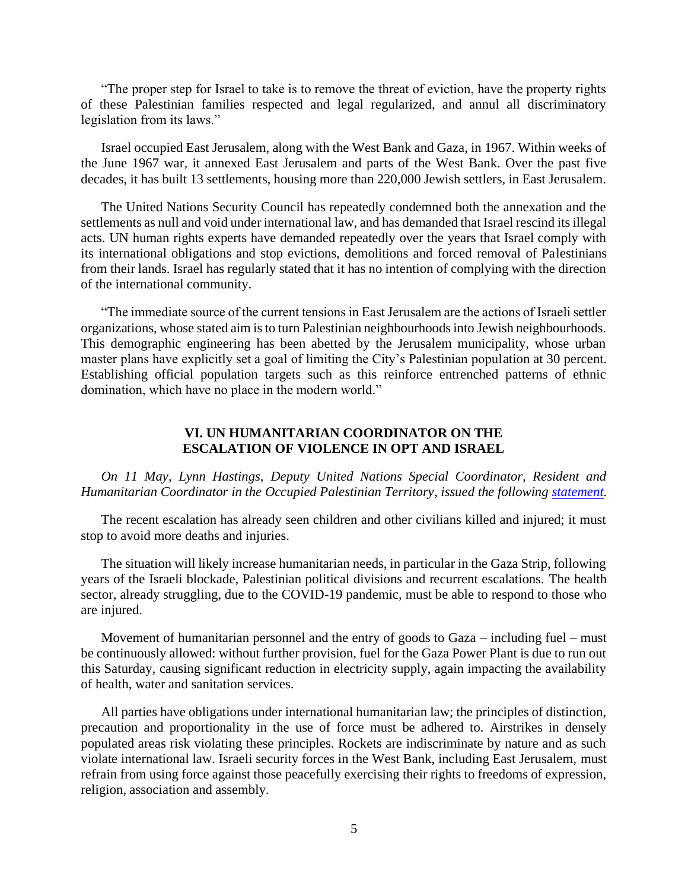"The proper step for Israel to take is to remove the threat of eviction, have the property rights of these Palestinian families respected and legal regularized, and annul all discriminatory legislation from its laws."

Israel occupied East Jerusalem, along with the West Bank and Gaza, in 1967. Within weeks of the June 1967 war, it annexed East Jerusalem and parts of the West Bank. Over the past five decades, it has built 13 settlements, housing more than 220,000 Jewish settlers, in East Jerusalem.

The United Nations Security Council has repeatedly condemned both the annexation and the settlements as null and void under international law, and has demanded that Israel rescind its illegal acts. UN human rights experts have demanded repeatedly over the years that Israel comply with its international obligations and stop evictions, demolitions and forced removal of Palestinians from their lands. Israel has regularly stated that it has no intention of complying with the direction of the international community.

"The immediate source of the current tensions in East Jerusalem are the actions of Israeli settler organizations, whose stated aim is to turn Palestinian neighbourhoods into Jewish neighbourhoods. This demographic engineering has been abetted by the Jerusalem municipality, whose urban master plans have explicitly set a goal of limiting the City's Palestinian population at 30 percent. Establishing official population targets such as this reinforce entrenched patterns of ethnic domination, which have no place in the modern world."

## VI. UN HUMANITARIAN COORDINATOR ON THE ESCALATION OF VIOLENCE IN OPT AND ISRAEL

*On 11 May, Lynn Hastings, Deputy United Nations Special Coordinator, Resident and Humanitarian Coordinator in the Occupied Palestinian Territory, issued the following statement.*

The recent escalation has already seen children and other civilians killed and injured; it must stop to avoid more deaths and injuries.

The situation will likely increase humanitarian needs, in particular in the Gaza Strip, following years of the Israeli blockade, Palestinian political divisions and recurrent escalations. The health sector, already struggling, due to the COVID-19 pandemic, must be able to respond to those who are injured.

Movement of humanitarian personnel and the entry of goods to Gaza – including fuel – must be continuously allowed: without further provision, fuel for the Gaza Power Plant is due to run out this Saturday, causing significant reduction in electricity supply, again impacting the availability of health, water and sanitation services.

All parties have obligations under international humanitarian law; the principles of distinction, precaution and proportionality in the use of force must be adhered to. Airstrikes in densely populated areas risk violating these principles. Rockets are indiscriminate by nature and as such violate international law. Israeli security forces in the West Bank, including East Jerusalem, must refrain from using force against those peacefully exercising their rights to freedoms of expression, religion, association and assembly.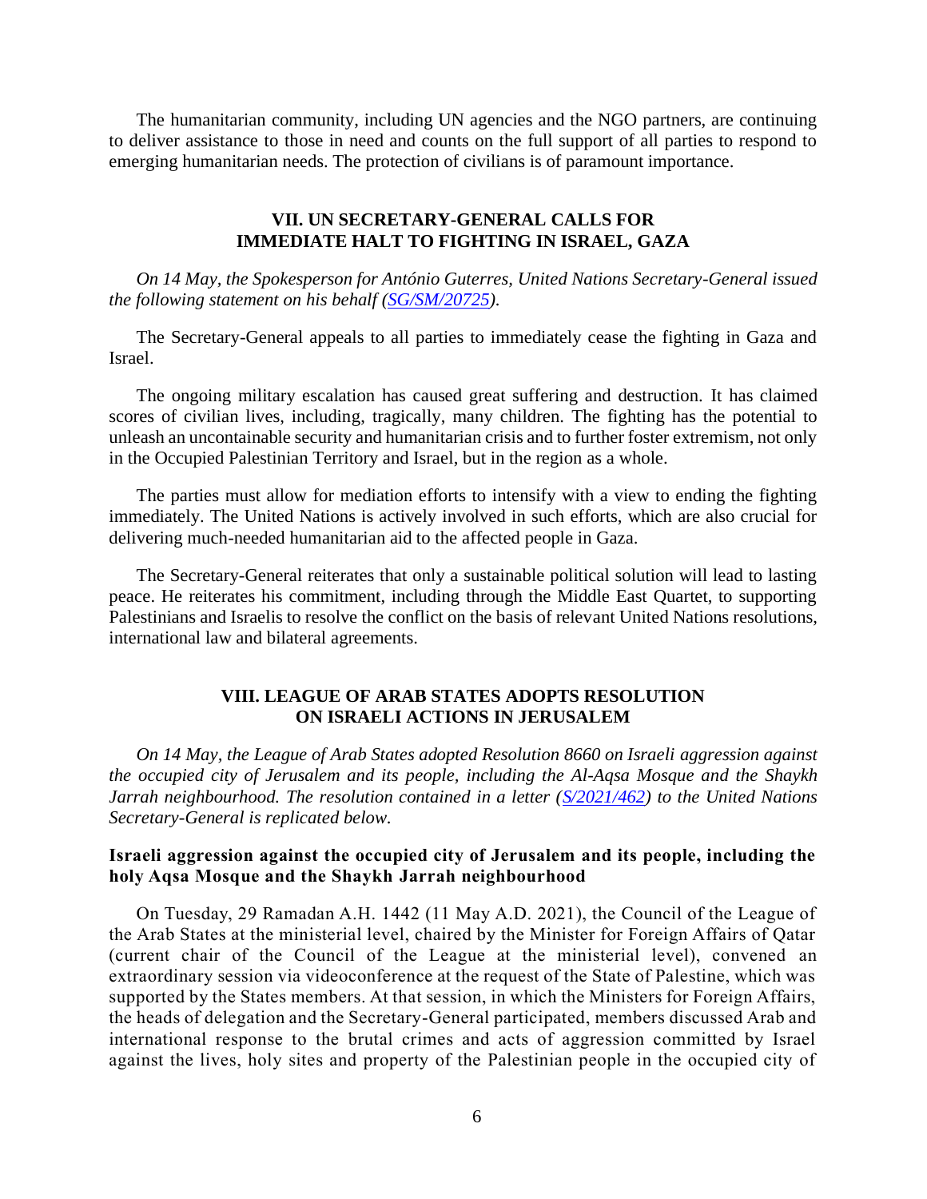The humanitarian community, including UN agencies and the NGO partners, are continuing to deliver assistance to those in need and counts on the full support of all parties to respond to emerging humanitarian needs. The protection of civilians is of paramount importance.

## VII. UN SECRETARY-GENERAL CALLS FOR IMMEDIATE HALT TO FIGHTING IN ISRAEL, GAZA

*On 14 May, the Spokesperson for António Guterres, United Nations Secretary-General issued the following statement on his behalf (SG/SM/20725).*

The Secretary-General appeals to all parties to immediately cease the fighting in Gaza and Israel.

The ongoing military escalation has caused great suffering and destruction. It has claimed scores of civilian lives, including, tragically, many children. The fighting has the potential to unleash an uncontainable security and humanitarian crisis and to further foster extremism, not only in the Occupied Palestinian Territory and Israel, but in the region as a whole.

The parties must allow for mediation efforts to intensify with a view to ending the fighting immediately. The United Nations is actively involved in such efforts, which are also crucial for delivering much-needed humanitarian aid to the affected people in Gaza.

The Secretary-General reiterates that only a sustainable political solution will lead to lasting peace. He reiterates his commitment, including through the Middle East Quartet, to supporting Palestinians and Israelis to resolve the conflict on the basis of relevant United Nations resolutions, international law and bilateral agreements.

## VIII. LEAGUE OF ARAB STATES ADOPTS RESOLUTION ON ISRAELI ACTIONS IN JERUSALEM

*On 14 May, the League of Arab States adopted Resolution 8660 on Israeli aggression against the occupied city of Jerusalem and its people, including the Al-Aqsa Mosque and the Shaykh Jarrah neighbourhood. The resolution contained in a letter (S/2021/462) to the United Nations Secretary-General is replicated below.*

### Israeli aggression against the occupied city of Jerusalem and its people, including the holy Aqsa Mosque and the Shaykh Jarrah neighbourhood

On Tuesday, 29 Ramadan A.H. 1442 (11 May A.D. 2021), the Council of the League of the Arab States at the ministerial level, chaired by the Minister for Foreign Affairs of Qatar (current chair of the Council of the League at the ministerial level), convened an extraordinary session via videoconference at the request of the State of Palestine, which was supported by the States members. At that session, in which the Ministers for Foreign Affairs, the heads of delegation and the Secretary-General participated, members discussed Arab and international response to the brutal crimes and acts of aggression committed by Israel against the lives, holy sites and property of the Palestinian people in the occupied city of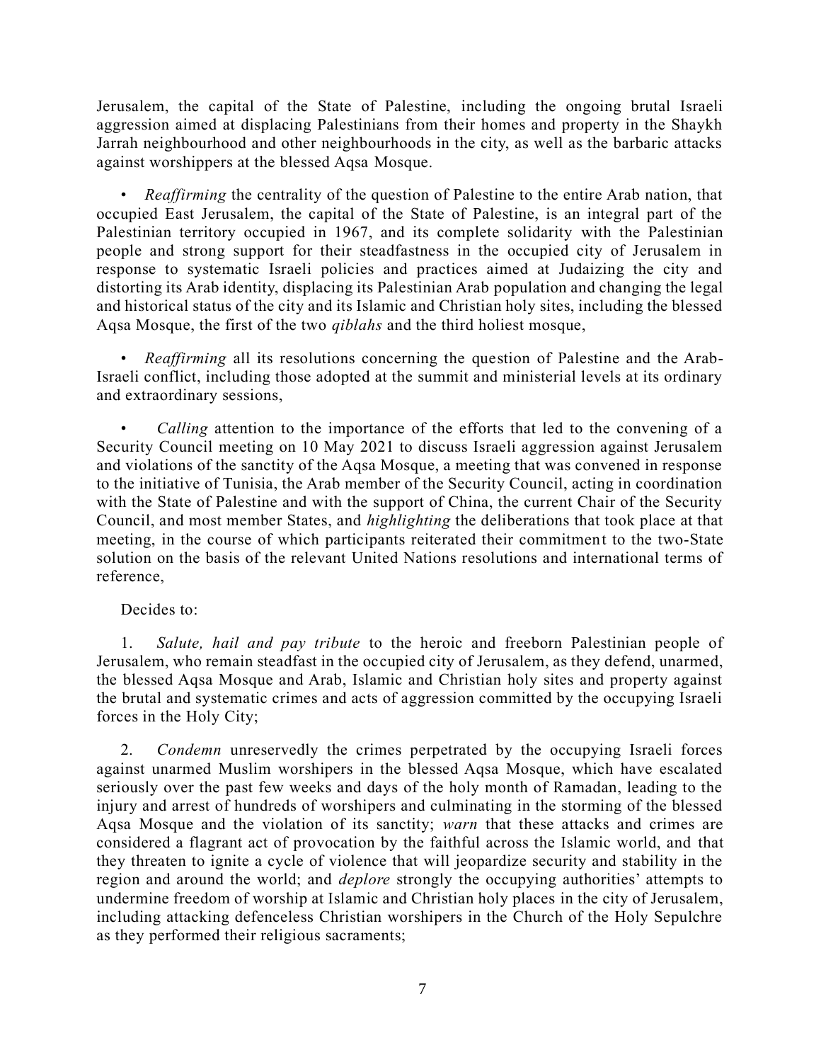Jerusalem, the capital of the State of Palestine, including the ongoing brutal Israeli aggression aimed at displacing Palestinians from their homes and property in the Shaykh Jarrah neighbourhood and other neighbourhoods in the city, as well as the barbaric attacks against worshippers at the blessed Aqsa Mosque.

• *Reaffirming* the centrality of the question of Palestine to the entire Arab nation, that occupied East Jerusalem, the capital of the State of Palestine, is an integral part of the Palestinian territory occupied in 1967, and its complete solidarity with the Palestinian people and strong support for their steadfastness in the occupied city of Jerusalem in response to systematic Israeli policies and practices aimed at Judaizing the city and distorting its Arab identity, displacing its Palestinian Arab population and changing the legal and historical status of the city and its Islamic and Christian holy sites, including the blessed Aqsa Mosque, the first of the two *qiblahs* and the third holiest mosque,

• *Reaffirming* all its resolutions concerning the question of Palestine and the Arab-Israeli conflict, including those adopted at the summit and ministerial levels at its ordinary and extraordinary sessions,

• *Calling* attention to the importance of the efforts that led to the convening of a Security Council meeting on 10 May 2021 to discuss Israeli aggression against Jerusalem and violations of the sanctity of the Aqsa Mosque, a meeting that was convened in response to the initiative of Tunisia, the Arab member of the Security Council, acting in coordination with the State of Palestine and with the support of China, the current Chair of the Security Council, and most member States, and *highlighting* the deliberations that took place at that meeting, in the course of which participants reiterated their commitment to the two-State solution on the basis of the relevant United Nations resolutions and international terms of reference,

Decides to:

1. *Salute, hail and pay tribute* to the heroic and freeborn Palestinian people of Jerusalem, who remain steadfast in the occupied city of Jerusalem, as they defend, unarmed, the blessed Aqsa Mosque and Arab, Islamic and Christian holy sites and property against the brutal and systematic crimes and acts of aggression committed by the occupying Israeli forces in the Holy City;

2. *Condemn* unreservedly the crimes perpetrated by the occupying Israeli forces against unarmed Muslim worshipers in the blessed Aqsa Mosque, which have escalated seriously over the past few weeks and days of the holy month of Ramadan, leading to the injury and arrest of hundreds of worshipers and culminating in the storming of the blessed Aqsa Mosque and the violation of its sanctity; *warn* that these attacks and crimes are considered a flagrant act of provocation by the faithful across the Islamic world, and that they threaten to ignite a cycle of violence that will jeopardize security and stability in the region and around the world; and *deplore* strongly the occupying authorities' attempts to undermine freedom of worship at Islamic and Christian holy places in the city of Jerusalem, including attacking defenceless Christian worshipers in the Church of the Holy Sepulchre as they performed their religious sacraments;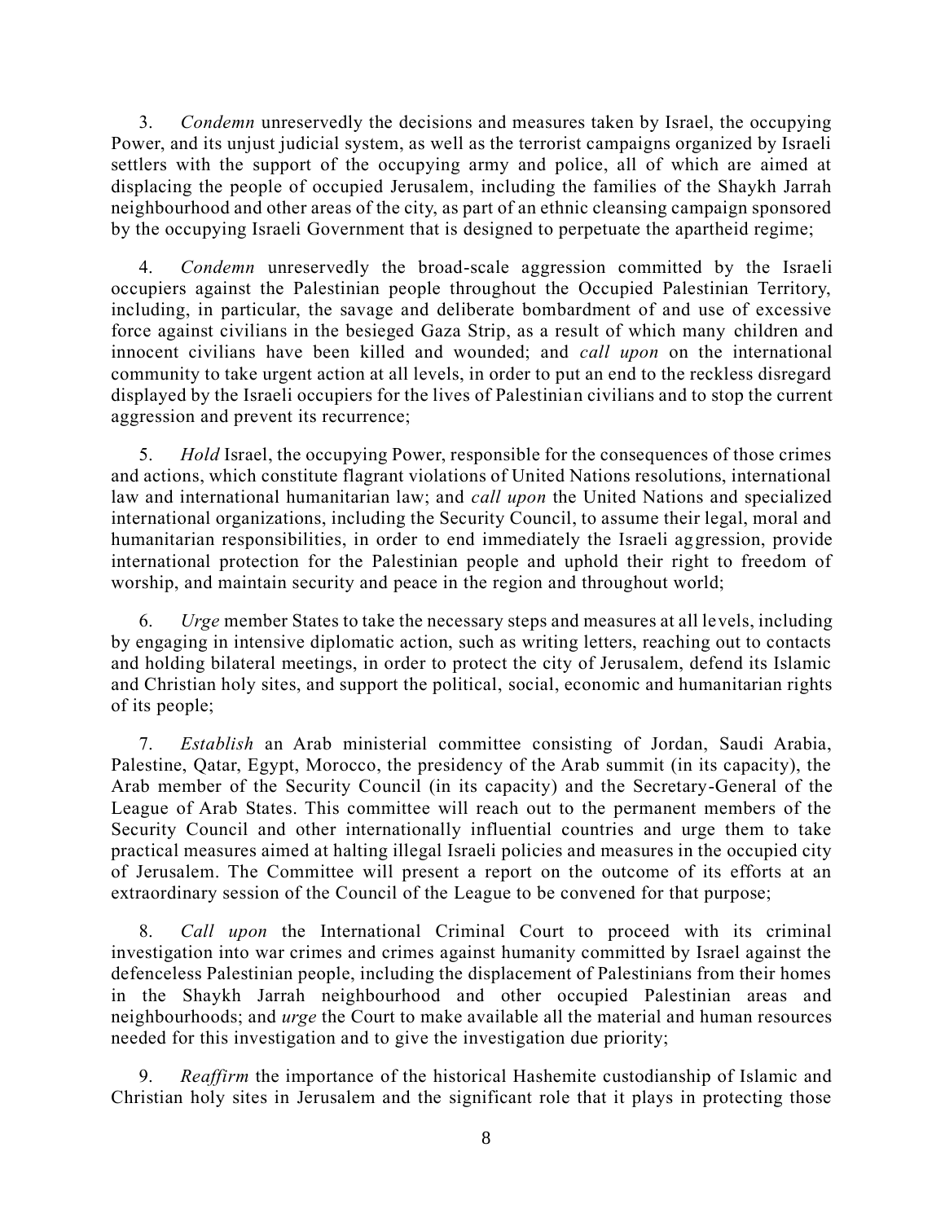3. *Condemn* unreservedly the decisions and measures taken by Israel, the occupying Power, and its unjust judicial system, as well as the terrorist campaigns organized by Israeli settlers with the support of the occupying army and police, all of which are aimed at displacing the people of occupied Jerusalem, including the families of the Shaykh Jarrah neighbourhood and other areas of the city, as part of an ethnic cleansing campaign sponsored by the occupying Israeli Government that is designed to perpetuate the apartheid regime;

4. *Condemn* unreservedly the broad-scale aggression committed by the Israeli occupiers against the Palestinian people throughout the Occupied Palestinian Territory, including, in particular, the savage and deliberate bombardment of and use of excessive force against civilians in the besieged Gaza Strip, as a result of which many children and innocent civilians have been killed and wounded; and *call upon* on the international community to take urgent action at all levels, in order to put an end to the reckless disregard displayed by the Israeli occupiers for the lives of Palestinian civilians and to stop the current aggression and prevent its recurrence;

5. *Hold* Israel, the occupying Power, responsible for the consequences of those crimes and actions, which constitute flagrant violations of United Nations resolutions, international law and international humanitarian law; and *call upon* the United Nations and specialized international organizations, including the Security Council, to assume their legal, moral and humanitarian responsibilities, in order to end immediately the Israeli aggression, provide international protection for the Palestinian people and uphold their right to freedom of worship, and maintain security and peace in the region and throughout world;

6. *Urge* member States to take the necessary steps and measures at all levels, including by engaging in intensive diplomatic action, such as writing letters, reaching out to contacts and holding bilateral meetings, in order to protect the city of Jerusalem, defend its Islamic and Christian holy sites, and support the political, social, economic and humanitarian rights of its people;

7. *Establish* an Arab ministerial committee consisting of Jordan, Saudi Arabia, Palestine, Qatar, Egypt, Morocco, the presidency of the Arab summit (in its capacity), the Arab member of the Security Council (in its capacity) and the Secretary-General of the League of Arab States. This committee will reach out to the permanent members of the Security Council and other internationally influential countries and urge them to take practical measures aimed at halting illegal Israeli policies and measures in the occupied city of Jerusalem. The Committee will present a report on the outcome of its efforts at an extraordinary session of the Council of the League to be convened for that purpose;

8. *Call upon* the International Criminal Court to proceed with its criminal investigation into war crimes and crimes against humanity committed by Israel against the defenceless Palestinian people, including the displacement of Palestinians from their homes in the Shaykh Jarrah neighbourhood and other occupied Palestinian areas and neighbourhoods; and *urge* the Court to make available all the material and human resources needed for this investigation and to give the investigation due priority;

9. *Reaffirm* the importance of the historical Hashemite custodianship of Islamic and Christian holy sites in Jerusalem and the significant role that it plays in protecting those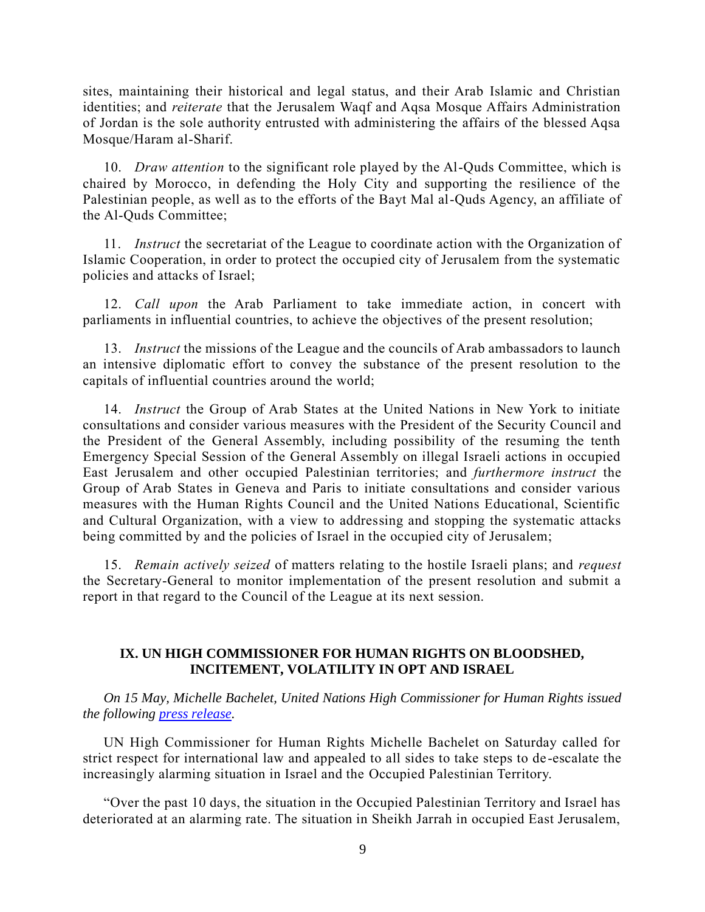sites, maintaining their historical and legal status, and their Arab Islamic and Christian identities; and *reiterate* that the Jerusalem Waqf and Aqsa Mosque Affairs Administration of Jordan is the sole authority entrusted with administering the affairs of the blessed Aqsa Mosque/Haram al-Sharif.

10. *Draw attention* to the significant role played by the Al-Quds Committee, which is chaired by Morocco, in defending the Holy City and supporting the resilience of the Palestinian people, as well as to the efforts of the Bayt Mal al-Quds Agency, an affiliate of the Al-Quds Committee;

11. *Instruct* the secretariat of the League to coordinate action with the Organization of Islamic Cooperation, in order to protect the occupied city of Jerusalem from the systematic policies and attacks of Israel;

12. *Call upon* the Arab Parliament to take immediate action, in concert with parliaments in influential countries, to achieve the objectives of the present resolution;

13. *Instruct* the missions of the League and the councils of Arab ambassadors to launch an intensive diplomatic effort to convey the substance of the present resolution to the capitals of influential countries around the world;

14. *Instruct* the Group of Arab States at the United Nations in New York to initiate consultations and consider various measures with the President of the Security Council and the President of the General Assembly, including possibility of the resuming the tenth Emergency Special Session of the General Assembly on illegal Israeli actions in occupied East Jerusalem and other occupied Palestinian territories; and *furthermore instruct* the Group of Arab States in Geneva and Paris to initiate consultations and consider various measures with the Human Rights Council and the United Nations Educational, Scientific and Cultural Organization, with a view to addressing and stopping the systematic attacks being committed by and the policies of Israel in the occupied city of Jerusalem;

15. *Remain actively seized* of matters relating to the hostile Israeli plans; and *request* the Secretary-General to monitor implementation of the present resolution and submit a report in that regard to the Council of the League at its next session.

## IX. UN HIGH COMMISSIONER FOR HUMAN RIGHTS ON BLOODSHED, INCITEMENT, VOLATILITY IN OPT AND ISRAEL

*On 15 May, Michelle Bachelet, United Nations High Commissioner for Human Rights issued the following press release.*

UN High Commissioner for Human Rights Michelle Bachelet on Saturday called for strict respect for international law and appealed to all sides to take steps to de-escalate the increasingly alarming situation in Israel and the Occupied Palestinian Territory.

"Over the past 10 days, the situation in the Occupied Palestinian Territory and Israel has deteriorated at an alarming rate. The situation in Sheikh Jarrah in occupied East Jerusalem,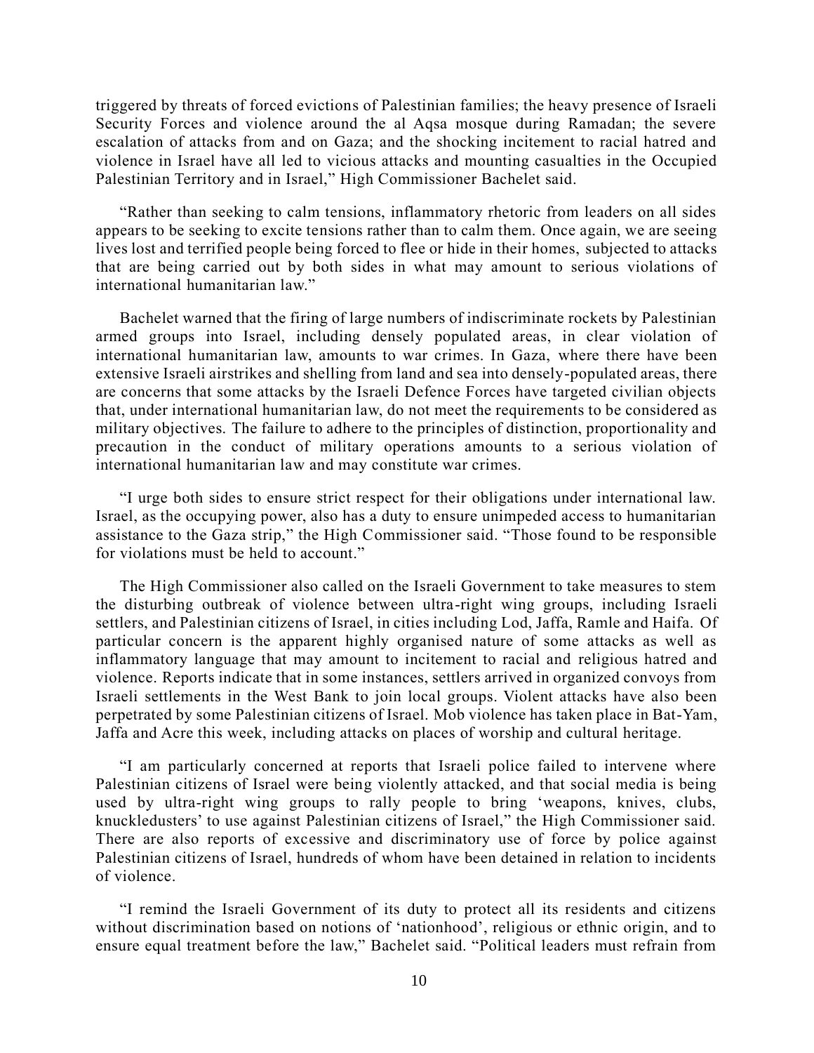triggered by threats of forced evictions of Palestinian families; the heavy presence of Israeli Security Forces and violence around the al Aqsa mosque during Ramadan; the severe escalation of attacks from and on Gaza; and the shocking incitement to racial hatred and violence in Israel have all led to vicious attacks and mounting casualties in the Occupied Palestinian Territory and in Israel," High Commissioner Bachelet said.

"Rather than seeking to calm tensions, inflammatory rhetoric from leaders on all sides appears to be seeking to excite tensions rather than to calm them. Once again, we are seeing lives lost and terrified people being forced to flee or hide in their homes, subjected to attacks that are being carried out by both sides in what may amount to serious violations of international humanitarian law."

Bachelet warned that the firing of large numbers of indiscriminate rockets by Palestinian armed groups into Israel, including densely populated areas, in clear violation of international humanitarian law, amounts to war crimes. In Gaza, where there have been extensive Israeli airstrikes and shelling from land and sea into densely-populated areas, there are concerns that some attacks by the Israeli Defence Forces have targeted civilian objects that, under international humanitarian law, do not meet the requirements to be considered as military objectives. The failure to adhere to the principles of distinction, proportionality and precaution in the conduct of military operations amounts to a serious violation of international humanitarian law and may constitute war crimes.

"I urge both sides to ensure strict respect for their obligations under international law. Israel, as the occupying power, also has a duty to ensure unimpeded access to humanitarian assistance to the Gaza strip," the High Commissioner said. "Those found to be responsible for violations must be held to account."

The High Commissioner also called on the Israeli Government to take measures to stem the disturbing outbreak of violence between ultra-right wing groups, including Israeli settlers, and Palestinian citizens of Israel, in cities including Lod, Jaffa, Ramle and Haifa. Of particular concern is the apparent highly organised nature of some attacks as well as inflammatory language that may amount to incitement to racial and religious hatred and violence. Reports indicate that in some instances, settlers arrived in organized convoys from Israeli settlements in the West Bank to join local groups. Violent attacks have also been perpetrated by some Palestinian citizens of Israel. Mob violence has taken place in Bat-Yam, Jaffa and Acre this week, including attacks on places of worship and cultural heritage.

"I am particularly concerned at reports that Israeli police failed to intervene where Palestinian citizens of Israel were being violently attacked, and that social media is being used by ultra-right wing groups to rally people to bring 'weapons, knives, clubs, knuckledusters' to use against Palestinian citizens of Israel," the High Commissioner said. There are also reports of excessive and discriminatory use of force by police against Palestinian citizens of Israel, hundreds of whom have been detained in relation to incidents of violence.

"I remind the Israeli Government of its duty to protect all its residents and citizens without discrimination based on notions of 'nationhood', religious or ethnic origin, and to ensure equal treatment before the law," Bachelet said. "Political leaders must refrain from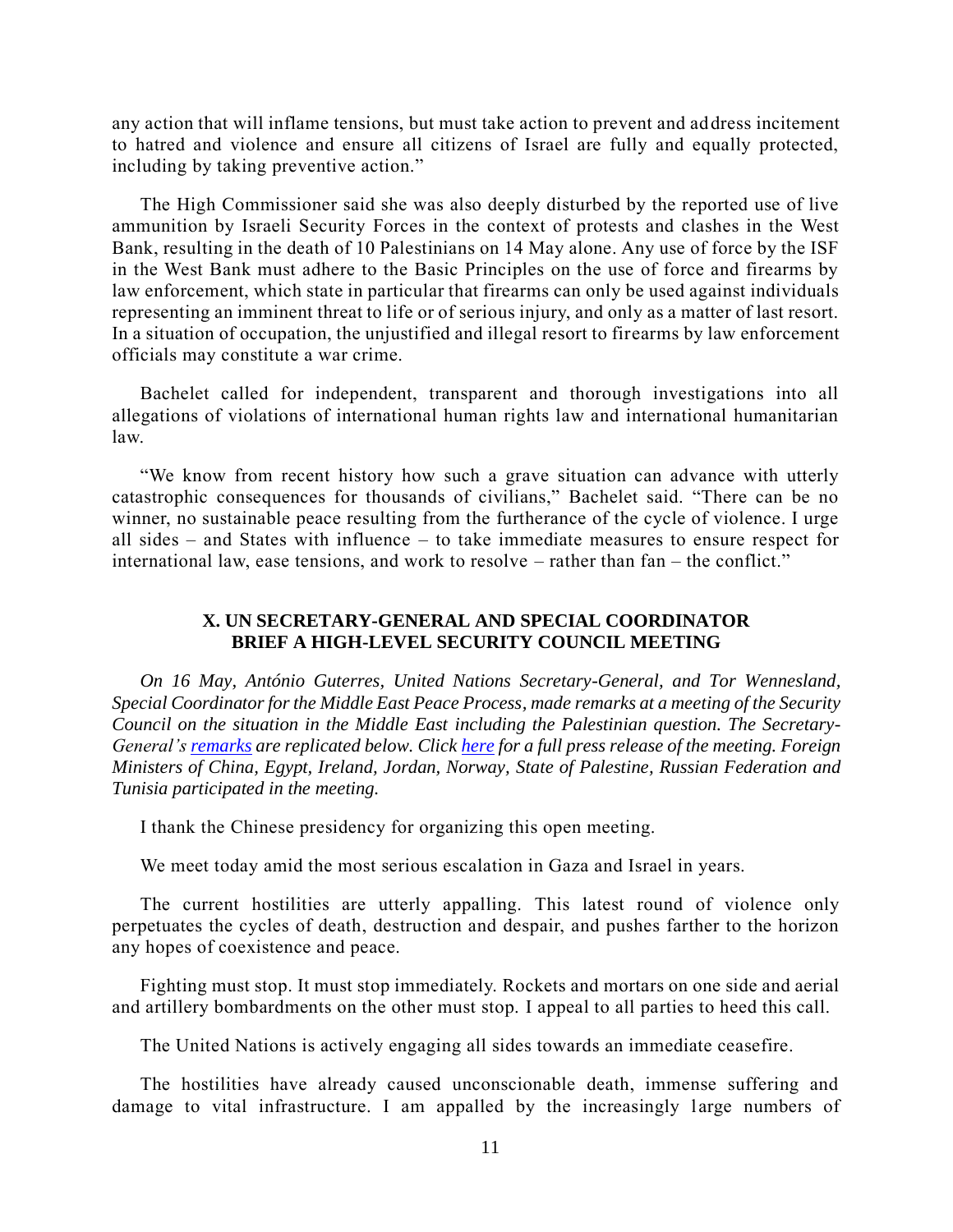any action that will inflame tensions, but must take action to prevent and address incitement to hatred and violence and ensure all citizens of Israel are fully and equally protected, including by taking preventive action."

The High Commissioner said she was also deeply disturbed by the reported use of live ammunition by Israeli Security Forces in the context of protests and clashes in the West Bank, resulting in the death of 10 Palestinians on 14 May alone. Any use of force by the ISF in the West Bank must adhere to the Basic Principles on the use of force and firearms by law enforcement, which state in particular that firearms can only be used against individuals representing an imminent threat to life or of serious injury, and only as a matter of last resort. In a situation of occupation, the unjustified and illegal resort to firearms by law enforcement officials may constitute a war crime.

Bachelet called for independent, transparent and thorough investigations into all allegations of violations of international human rights law and international humanitarian law.

"We know from recent history how such a grave situation can advance with utterly catastrophic consequences for thousands of civilians," Bachelet said. "There can be no winner, no sustainable peace resulting from the furtherance of the cycle of violence. I urge all sides – and States with influence – to take immediate measures to ensure respect for international law, ease tensions, and work to resolve – rather than fan – the conflict."

## X. UN SECRETARY-GENERAL AND SPECIAL COORDINATOR BRIEF A HIGH-LEVEL SECURITY COUNCIL MEETING

*On 16 May, António Guterres, United Nations Secretary-General, and Tor Wennesland, Special Coordinator for the Middle East Peace Process, made remarks at a meeting of the Security Council on the situation in the Middle East including the Palestinian question. The Secretary-General's [remarks] are replicated below. Click [here] for a full press release of the meeting. Foreign Ministers of China, Egypt, Ireland, Jordan, Norway, State of Palestine, Russian Federation and Tunisia participated in the meeting.*

I thank the Chinese presidency for organizing this open meeting.

We meet today amid the most serious escalation in Gaza and Israel in years.

The current hostilities are utterly appalling. This latest round of violence only perpetuates the cycles of death, destruction and despair, and pushes farther to the horizon any hopes of coexistence and peace.

Fighting must stop. It must stop immediately. Rockets and mortars on one side and aerial and artillery bombardments on the other must stop. I appeal to all parties to heed this call.

The United Nations is actively engaging all sides towards an immediate ceasefire.

The hostilities have already caused unconscionable death, immense suffering and damage to vital infrastructure. I am appalled by the increasingly large numbers of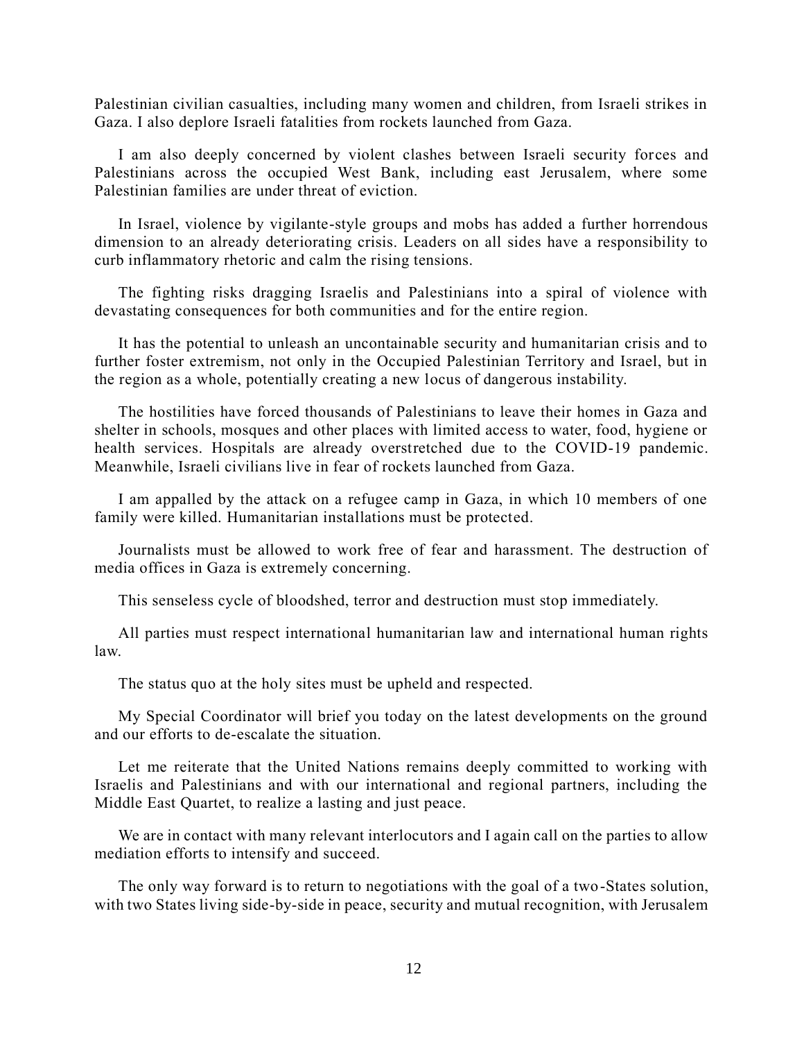Palestinian civilian casualties, including many women and children, from Israeli strikes in Gaza. I also deplore Israeli fatalities from rockets launched from Gaza.

I am also deeply concerned by violent clashes between Israeli security forces and Palestinians across the occupied West Bank, including east Jerusalem, where some Palestinian families are under threat of eviction.

In Israel, violence by vigilante-style groups and mobs has added a further horrendous dimension to an already deteriorating crisis. Leaders on all sides have a responsibility to curb inflammatory rhetoric and calm the rising tensions.

The fighting risks dragging Israelis and Palestinians into a spiral of violence with devastating consequences for both communities and for the entire region.

It has the potential to unleash an uncontainable security and humanitarian crisis and to further foster extremism, not only in the Occupied Palestinian Territory and Israel, but in the region as a whole, potentially creating a new locus of dangerous instability.

The hostilities have forced thousands of Palestinians to leave their homes in Gaza and shelter in schools, mosques and other places with limited access to water, food, hygiene or health services. Hospitals are already overstretched due to the COVID-19 pandemic. Meanwhile, Israeli civilians live in fear of rockets launched from Gaza.

I am appalled by the attack on a refugee camp in Gaza, in which 10 members of one family were killed. Humanitarian installations must be protected.

Journalists must be allowed to work free of fear and harassment. The destruction of media offices in Gaza is extremely concerning.

This senseless cycle of bloodshed, terror and destruction must stop immediately.

All parties must respect international humanitarian law and international human rights law.

The status quo at the holy sites must be upheld and respected.

My Special Coordinator will brief you today on the latest developments on the ground and our efforts to de-escalate the situation.

Let me reiterate that the United Nations remains deeply committed to working with Israelis and Palestinians and with our international and regional partners, including the Middle East Quartet, to realize a lasting and just peace.

We are in contact with many relevant interlocutors and I again call on the parties to allow mediation efforts to intensify and succeed.

The only way forward is to return to negotiations with the goal of a two-States solution, with two States living side-by-side in peace, security and mutual recognition, with Jerusalem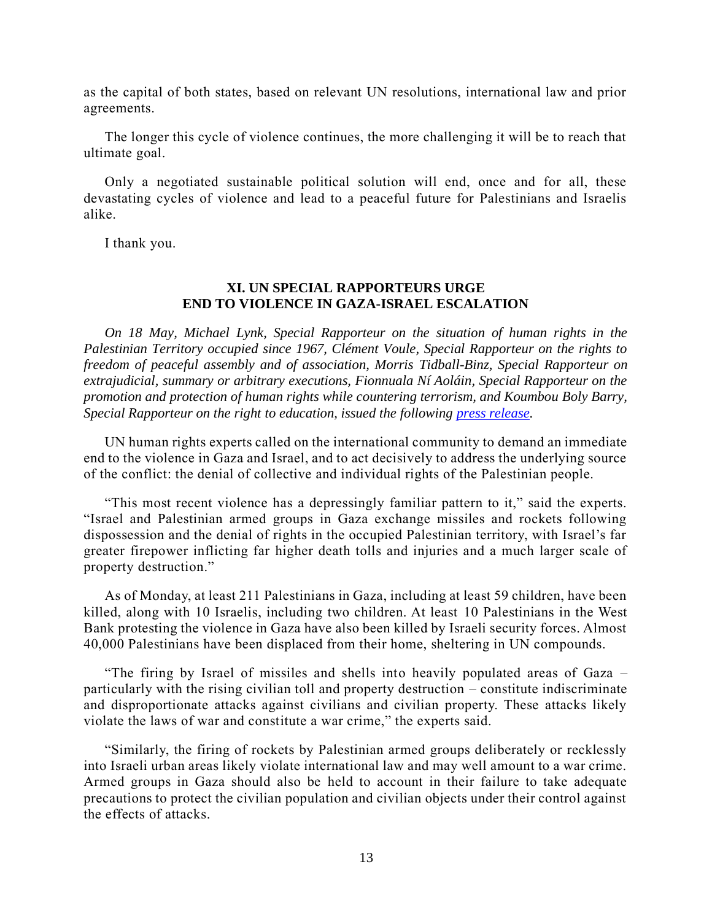as the capital of both states, based on relevant UN resolutions, international law and prior agreements.

The longer this cycle of violence continues, the more challenging it will be to reach that ultimate goal.

Only a negotiated sustainable political solution will end, once and for all, these devastating cycles of violence and lead to a peaceful future for Palestinians and Israelis alike.

I thank you.

## XI. UN SPECIAL RAPPORTEURS URGE END TO VIOLENCE IN GAZA-ISRAEL ESCALATION

*On 18 May, Michael Lynk, Special Rapporteur on the situation of human rights in the Palestinian Territory occupied since 1967, Clément Voule, Special Rapporteur on the rights to freedom of peaceful assembly and of association, Morris Tidball-Binz, Special Rapporteur on extrajudicial, summary or arbitrary executions, Fionnuala Ní Aoláin, Special Rapporteur on the promotion and protection of human rights while countering terrorism, and Koumbou Boly Barry, Special Rapporteur on the right to education, issued the following press release.*

UN human rights experts called on the international community to demand an immediate end to the violence in Gaza and Israel, and to act decisively to address the underlying source of the conflict: the denial of collective and individual rights of the Palestinian people.

"This most recent violence has a depressingly familiar pattern to it," said the experts. "Israel and Palestinian armed groups in Gaza exchange missiles and rockets following dispossession and the denial of rights in the occupied Palestinian territory, with Israel's far greater firepower inflicting far higher death tolls and injuries and a much larger scale of property destruction."

As of Monday, at least 211 Palestinians in Gaza, including at least 59 children, have been killed, along with 10 Israelis, including two children. At least 10 Palestinians in the West Bank protesting the violence in Gaza have also been killed by Israeli security forces. Almost 40,000 Palestinians have been displaced from their home, sheltering in UN compounds.

"The firing by Israel of missiles and shells into heavily populated areas of Gaza – particularly with the rising civilian toll and property destruction – constitute indiscriminate and disproportionate attacks against civilians and civilian property. These attacks likely violate the laws of war and constitute a war crime," the experts said.

"Similarly, the firing of rockets by Palestinian armed groups deliberately or recklessly into Israeli urban areas likely violate international law and may well amount to a war crime. Armed groups in Gaza should also be held to account in their failure to take adequate precautions to protect the civilian population and civilian objects under their control against the effects of attacks.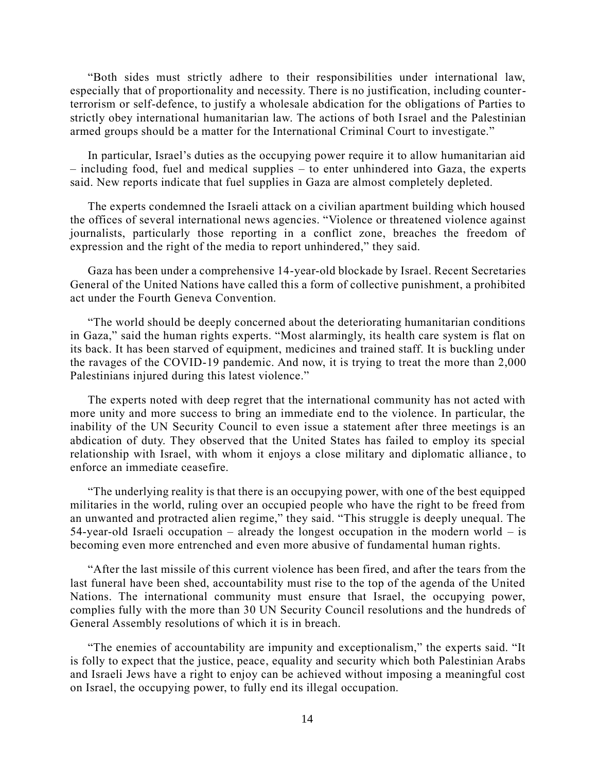"Both sides must strictly adhere to their responsibilities under international law, especially that of proportionality and necessity. There is no justification, including counter-terrorism or self-defence, to justify a wholesale abdication for the obligations of Parties to strictly obey international humanitarian law. The actions of both Israel and the Palestinian armed groups should be a matter for the International Criminal Court to investigate."

In particular, Israel's duties as the occupying power require it to allow humanitarian aid – including food, fuel and medical supplies – to enter unhindered into Gaza, the experts said. New reports indicate that fuel supplies in Gaza are almost completely depleted.

The experts condemned the Israeli attack on a civilian apartment building which housed the offices of several international news agencies. "Violence or threatened violence against journalists, particularly those reporting in a conflict zone, breaches the freedom of expression and the right of the media to report unhindered," they said.

Gaza has been under a comprehensive 14-year-old blockade by Israel. Recent Secretaries General of the United Nations have called this a form of collective punishment, a prohibited act under the Fourth Geneva Convention.

"The world should be deeply concerned about the deteriorating humanitarian conditions in Gaza," said the human rights experts. "Most alarmingly, its health care system is flat on its back. It has been starved of equipment, medicines and trained staff. It is buckling under the ravages of the COVID-19 pandemic. And now, it is trying to treat the more than 2,000 Palestinians injured during this latest violence."

The experts noted with deep regret that the international community has not acted with more unity and more success to bring an immediate end to the violence. In particular, the inability of the UN Security Council to even issue a statement after three meetings is an abdication of duty. They observed that the United States has failed to employ its special relationship with Israel, with whom it enjoys a close military and diplomatic alliance, to enforce an immediate ceasefire.

"The underlying reality is that there is an occupying power, with one of the best equipped militaries in the world, ruling over an occupied people who have the right to be freed from an unwanted and protracted alien regime," they said. "This struggle is deeply unequal. The 54-year-old Israeli occupation – already the longest occupation in the modern world – is becoming even more entrenched and even more abusive of fundamental human rights.

"After the last missile of this current violence has been fired, and after the tears from the last funeral have been shed, accountability must rise to the top of the agenda of the United Nations. The international community must ensure that Israel, the occupying power, complies fully with the more than 30 UN Security Council resolutions and the hundreds of General Assembly resolutions of which it is in breach.

"The enemies of accountability are impunity and exceptionalism," the experts said. "It is folly to expect that the justice, peace, equality and security which both Palestinian Arabs and Israeli Jews have a right to enjoy can be achieved without imposing a meaningful cost on Israel, the occupying power, to fully end its illegal occupation.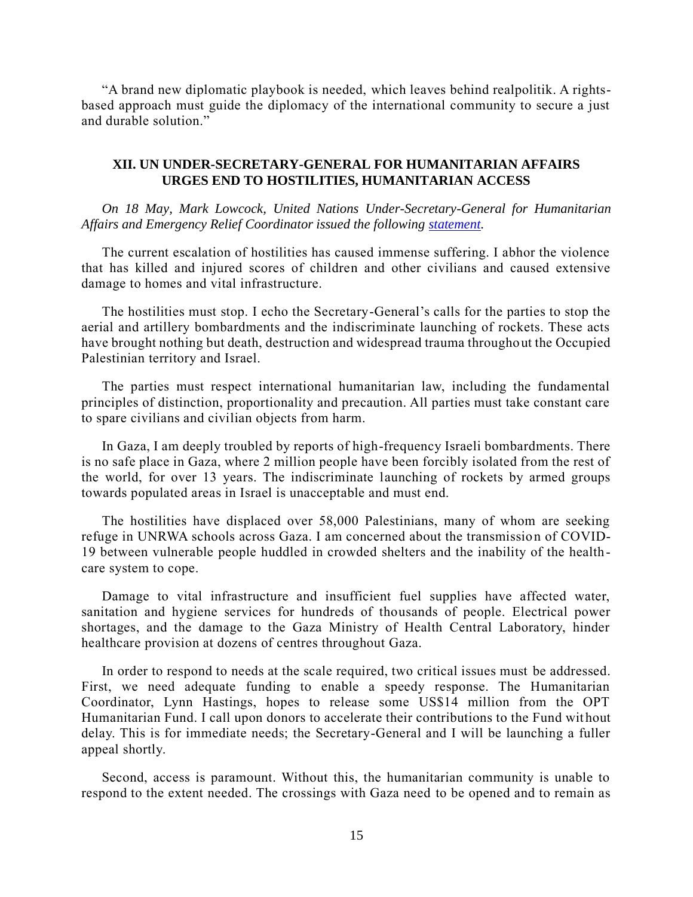"A brand new diplomatic playbook is needed, which leaves behind realpolitik. A rights-based approach must guide the diplomacy of the international community to secure a just and durable solution."

## XII. UN UNDER-SECRETARY-GENERAL FOR HUMANITARIAN AFFAIRS URGES END TO HOSTILITIES, HUMANITARIAN ACCESS

*On 18 May, Mark Lowcock, United Nations Under-Secretary-General for Humanitarian Affairs and Emergency Relief Coordinator issued the following statement.*

The current escalation of hostilities has caused immense suffering. I abhor the violence that has killed and injured scores of children and other civilians and caused extensive damage to homes and vital infrastructure.

The hostilities must stop. I echo the Secretary-General's calls for the parties to stop the aerial and artillery bombardments and the indiscriminate launching of rockets. These acts have brought nothing but death, destruction and widespread trauma throughout the Occupied Palestinian territory and Israel.

The parties must respect international humanitarian law, including the fundamental principles of distinction, proportionality and precaution. All parties must take constant care to spare civilians and civilian objects from harm.

In Gaza, I am deeply troubled by reports of high-frequency Israeli bombardments. There is no safe place in Gaza, where 2 million people have been forcibly isolated from the rest of the world, for over 13 years. The indiscriminate launching of rockets by armed groups towards populated areas in Israel is unacceptable and must end.

The hostilities have displaced over 58,000 Palestinians, many of whom are seeking refuge in UNRWA schools across Gaza. I am concerned about the transmission of COVID-19 between vulnerable people huddled in crowded shelters and the inability of the health-care system to cope.

Damage to vital infrastructure and insufficient fuel supplies have affected water, sanitation and hygiene services for hundreds of thousands of people. Electrical power shortages, and the damage to the Gaza Ministry of Health Central Laboratory, hinder healthcare provision at dozens of centres throughout Gaza.

In order to respond to needs at the scale required, two critical issues must be addressed. First, we need adequate funding to enable a speedy response. The Humanitarian Coordinator, Lynn Hastings, hopes to release some US$14 million from the OPT Humanitarian Fund. I call upon donors to accelerate their contributions to the Fund without delay. This is for immediate needs; the Secretary-General and I will be launching a fuller appeal shortly.

Second, access is paramount. Without this, the humanitarian community is unable to respond to the extent needed. The crossings with Gaza need to be opened and to remain as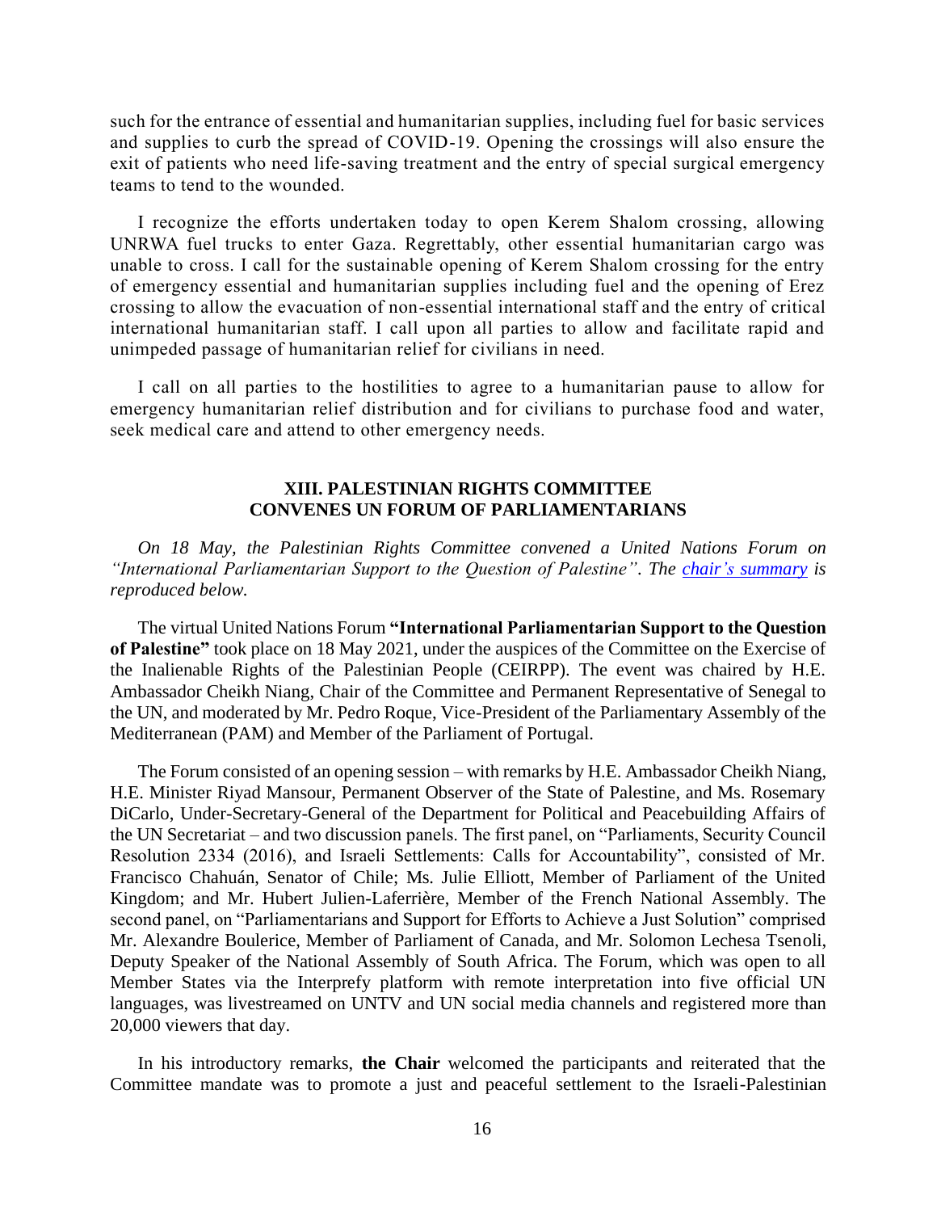such for the entrance of essential and humanitarian supplies, including fuel for basic services and supplies to curb the spread of COVID-19. Opening the crossings will also ensure the exit of patients who need life-saving treatment and the entry of special surgical emergency teams to tend to the wounded.

I recognize the efforts undertaken today to open Kerem Shalom crossing, allowing UNRWA fuel trucks to enter Gaza. Regrettably, other essential humanitarian cargo was unable to cross. I call for the sustainable opening of Kerem Shalom crossing for the entry of emergency essential and humanitarian supplies including fuel and the opening of Erez crossing to allow the evacuation of non-essential international staff and the entry of critical international humanitarian staff. I call upon all parties to allow and facilitate rapid and unimpeded passage of humanitarian relief for civilians in need.

I call on all parties to the hostilities to agree to a humanitarian pause to allow for emergency humanitarian relief distribution and for civilians to purchase food and water, seek medical care and attend to other emergency needs.

## XIII. PALESTINIAN RIGHTS COMMITTEE CONVENES UN FORUM OF PARLIAMENTARIANS

*On 18 May, the Palestinian Rights Committee convened a United Nations Forum on "International Parliamentarian Support to the Question of Palestine". The chair's summary is reproduced below.*

The virtual United Nations Forum **"International Parliamentarian Support to the Question of Palestine"** took place on 18 May 2021, under the auspices of the Committee on the Exercise of the Inalienable Rights of the Palestinian People (CEIRPP). The event was chaired by H.E. Ambassador Cheikh Niang, Chair of the Committee and Permanent Representative of Senegal to the UN, and moderated by Mr. Pedro Roque, Vice-President of the Parliamentary Assembly of the Mediterranean (PAM) and Member of the Parliament of Portugal.

The Forum consisted of an opening session – with remarks by H.E. Ambassador Cheikh Niang, H.E. Minister Riyad Mansour, Permanent Observer of the State of Palestine, and Ms. Rosemary DiCarlo, Under-Secretary-General of the Department for Political and Peacebuilding Affairs of the UN Secretariat – and two discussion panels. The first panel, on "Parliaments, Security Council Resolution 2334 (2016), and Israeli Settlements: Calls for Accountability", consisted of Mr. Francisco Chahuán, Senator of Chile; Ms. Julie Elliott, Member of Parliament of the United Kingdom; and Mr. Hubert Julien-Laferrière, Member of the French National Assembly. The second panel, on "Parliamentarians and Support for Efforts to Achieve a Just Solution" comprised Mr. Alexandre Boulerice, Member of Parliament of Canada, and Mr. Solomon Lechesa Tsenoli, Deputy Speaker of the National Assembly of South Africa. The Forum, which was open to all Member States via the Interprefy platform with remote interpretation into five official UN languages, was livestreamed on UNTV and UN social media channels and registered more than 20,000 viewers that day.

In his introductory remarks, **the Chair** welcomed the participants and reiterated that the Committee mandate was to promote a just and peaceful settlement to the Israeli-Palestinian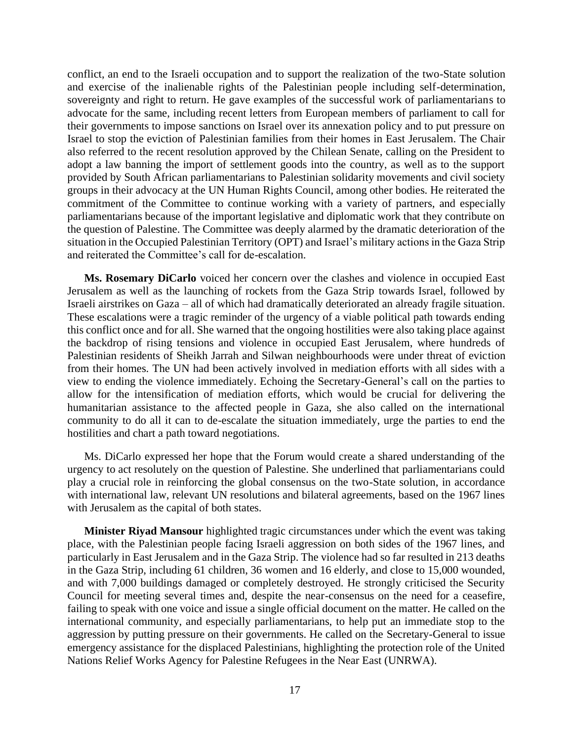conflict, an end to the Israeli occupation and to support the realization of the two-State solution and exercise of the inalienable rights of the Palestinian people including self-determination, sovereignty and right to return. He gave examples of the successful work of parliamentarians to advocate for the same, including recent letters from European members of parliament to call for their governments to impose sanctions on Israel over its annexation policy and to put pressure on Israel to stop the eviction of Palestinian families from their homes in East Jerusalem. The Chair also referred to the recent resolution approved by the Chilean Senate, calling on the President to adopt a law banning the import of settlement goods into the country, as well as to the support provided by South African parliamentarians to Palestinian solidarity movements and civil society groups in their advocacy at the UN Human Rights Council, among other bodies. He reiterated the commitment of the Committee to continue working with a variety of partners, and especially parliamentarians because of the important legislative and diplomatic work that they contribute on the question of Palestine. The Committee was deeply alarmed by the dramatic deterioration of the situation in the Occupied Palestinian Territory (OPT) and Israel's military actions in the Gaza Strip and reiterated the Committee's call for de-escalation.

**Ms. Rosemary DiCarlo** voiced her concern over the clashes and violence in occupied East Jerusalem as well as the launching of rockets from the Gaza Strip towards Israel, followed by Israeli airstrikes on Gaza – all of which had dramatically deteriorated an already fragile situation. These escalations were a tragic reminder of the urgency of a viable political path towards ending this conflict once and for all. She warned that the ongoing hostilities were also taking place against the backdrop of rising tensions and violence in occupied East Jerusalem, where hundreds of Palestinian residents of Sheikh Jarrah and Silwan neighbourhoods were under threat of eviction from their homes. The UN had been actively involved in mediation efforts with all sides with a view to ending the violence immediately. Echoing the Secretary-General's call on the parties to allow for the intensification of mediation efforts, which would be crucial for delivering the humanitarian assistance to the affected people in Gaza, she also called on the international community to do all it can to de-escalate the situation immediately, urge the parties to end the hostilities and chart a path toward negotiations.

Ms. DiCarlo expressed her hope that the Forum would create a shared understanding of the urgency to act resolutely on the question of Palestine. She underlined that parliamentarians could play a crucial role in reinforcing the global consensus on the two-State solution, in accordance with international law, relevant UN resolutions and bilateral agreements, based on the 1967 lines with Jerusalem as the capital of both states.

**Minister Riyad Mansour** highlighted tragic circumstances under which the event was taking place, with the Palestinian people facing Israeli aggression on both sides of the 1967 lines, and particularly in East Jerusalem and in the Gaza Strip. The violence had so far resulted in 213 deaths in the Gaza Strip, including 61 children, 36 women and 16 elderly, and close to 15,000 wounded, and with 7,000 buildings damaged or completely destroyed. He strongly criticised the Security Council for meeting several times and, despite the near-consensus on the need for a ceasefire, failing to speak with one voice and issue a single official document on the matter. He called on the international community, and especially parliamentarians, to help put an immediate stop to the aggression by putting pressure on their governments. He called on the Secretary-General to issue emergency assistance for the displaced Palestinians, highlighting the protection role of the United Nations Relief Works Agency for Palestine Refugees in the Near East (UNRWA).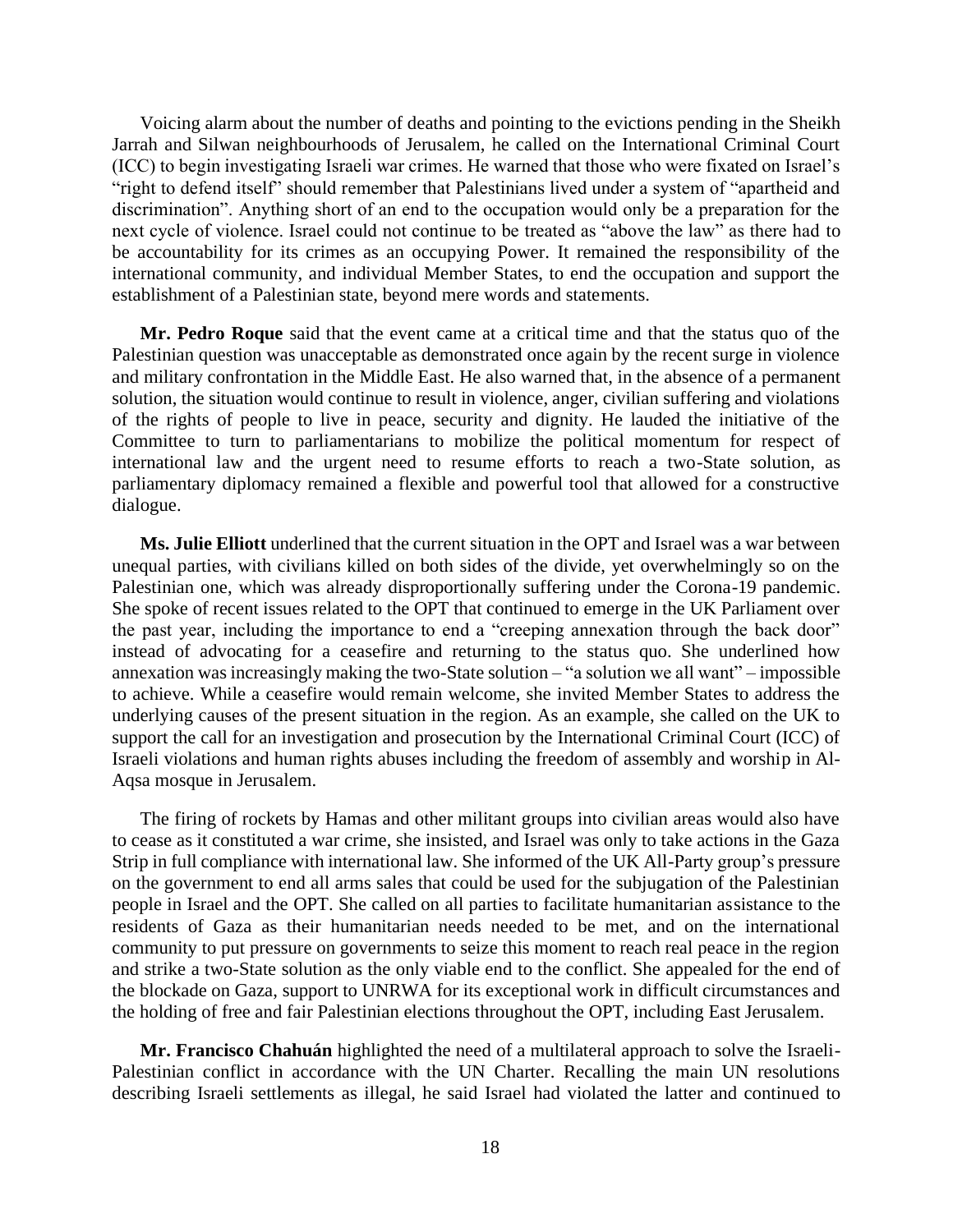Voicing alarm about the number of deaths and pointing to the evictions pending in the Sheikh Jarrah and Silwan neighbourhoods of Jerusalem, he called on the International Criminal Court (ICC) to begin investigating Israeli war crimes. He warned that those who were fixated on Israel's "right to defend itself" should remember that Palestinians lived under a system of "apartheid and discrimination". Anything short of an end to the occupation would only be a preparation for the next cycle of violence. Israel could not continue to be treated as "above the law" as there had to be accountability for its crimes as an occupying Power. It remained the responsibility of the international community, and individual Member States, to end the occupation and support the establishment of a Palestinian state, beyond mere words and statements.

**Mr. Pedro Roque** said that the event came at a critical time and that the status quo of the Palestinian question was unacceptable as demonstrated once again by the recent surge in violence and military confrontation in the Middle East. He also warned that, in the absence of a permanent solution, the situation would continue to result in violence, anger, civilian suffering and violations of the rights of people to live in peace, security and dignity. He lauded the initiative of the Committee to turn to parliamentarians to mobilize the political momentum for respect of international law and the urgent need to resume efforts to reach a two-State solution, as parliamentary diplomacy remained a flexible and powerful tool that allowed for a constructive dialogue.

**Ms. Julie Elliott** underlined that the current situation in the OPT and Israel was a war between unequal parties, with civilians killed on both sides of the divide, yet overwhelmingly so on the Palestinian one, which was already disproportionally suffering under the Corona-19 pandemic. She spoke of recent issues related to the OPT that continued to emerge in the UK Parliament over the past year, including the importance to end a "creeping annexation through the back door" instead of advocating for a ceasefire and returning to the status quo. She underlined how annexation was increasingly making the two-State solution – "a solution we all want" – impossible to achieve. While a ceasefire would remain welcome, she invited Member States to address the underlying causes of the present situation in the region. As an example, she called on the UK to support the call for an investigation and prosecution by the International Criminal Court (ICC) of Israeli violations and human rights abuses including the freedom of assembly and worship in Al-Aqsa mosque in Jerusalem.

The firing of rockets by Hamas and other militant groups into civilian areas would also have to cease as it constituted a war crime, she insisted, and Israel was only to take actions in the Gaza Strip in full compliance with international law. She informed of the UK All-Party group's pressure on the government to end all arms sales that could be used for the subjugation of the Palestinian people in Israel and the OPT. She called on all parties to facilitate humanitarian assistance to the residents of Gaza as their humanitarian needs needed to be met, and on the international community to put pressure on governments to seize this moment to reach real peace in the region and strike a two-State solution as the only viable end to the conflict. She appealed for the end of the blockade on Gaza, support to UNRWA for its exceptional work in difficult circumstances and the holding of free and fair Palestinian elections throughout the OPT, including East Jerusalem.

**Mr. Francisco Chahuán** highlighted the need of a multilateral approach to solve the Israeli-Palestinian conflict in accordance with the UN Charter. Recalling the main UN resolutions describing Israeli settlements as illegal, he said Israel had violated the latter and continued to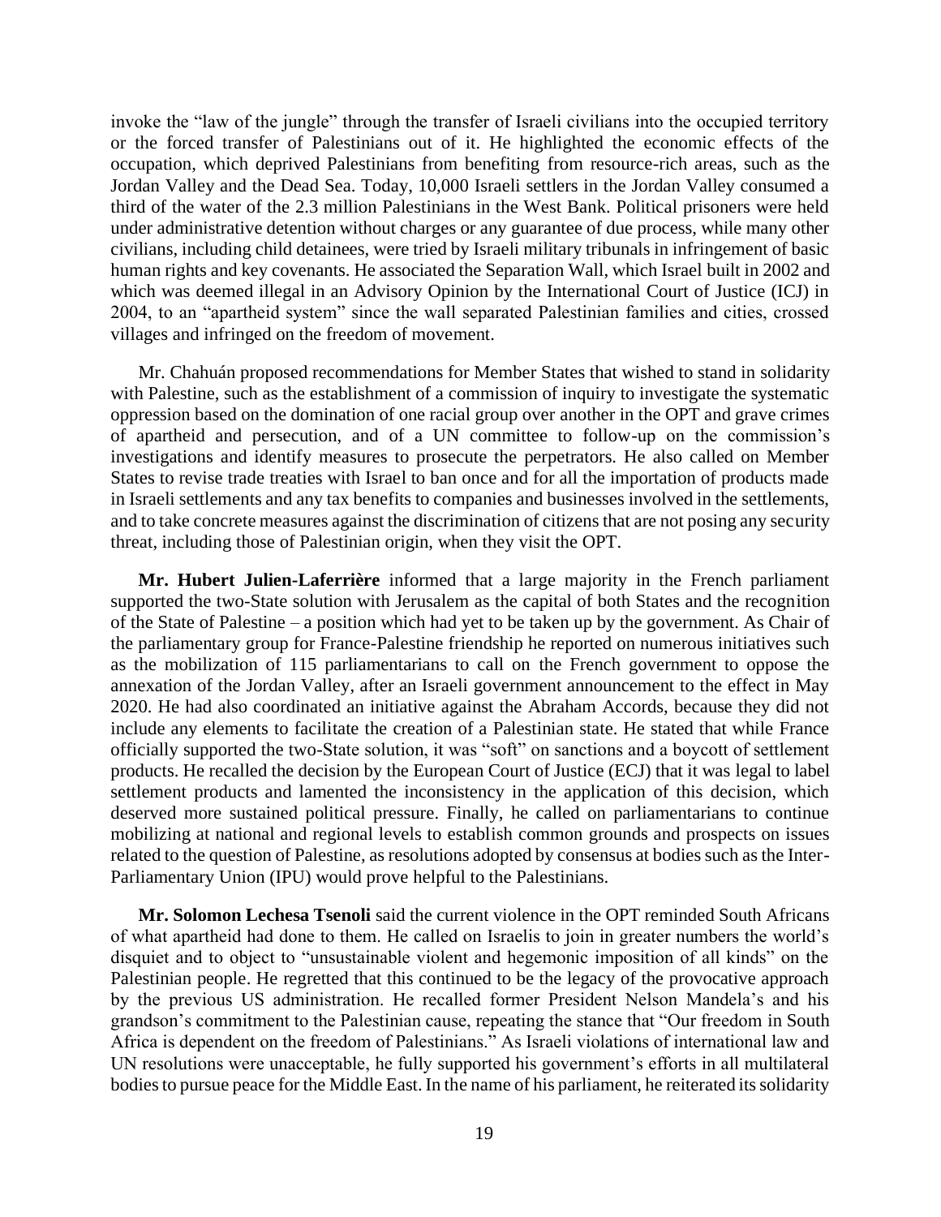invoke the "law of the jungle" through the transfer of Israeli civilians into the occupied territory or the forced transfer of Palestinians out of it. He highlighted the economic effects of the occupation, which deprived Palestinians from benefiting from resource-rich areas, such as the Jordan Valley and the Dead Sea. Today, 10,000 Israeli settlers in the Jordan Valley consumed a third of the water of the 2.3 million Palestinians in the West Bank. Political prisoners were held under administrative detention without charges or any guarantee of due process, while many other civilians, including child detainees, were tried by Israeli military tribunals in infringement of basic human rights and key covenants. He associated the Separation Wall, which Israel built in 2002 and which was deemed illegal in an Advisory Opinion by the International Court of Justice (ICJ) in 2004, to an "apartheid system" since the wall separated Palestinian families and cities, crossed villages and infringed on the freedom of movement.

Mr. Chahuán proposed recommendations for Member States that wished to stand in solidarity with Palestine, such as the establishment of a commission of inquiry to investigate the systematic oppression based on the domination of one racial group over another in the OPT and grave crimes of apartheid and persecution, and of a UN committee to follow-up on the commission's investigations and identify measures to prosecute the perpetrators. He also called on Member States to revise trade treaties with Israel to ban once and for all the importation of products made in Israeli settlements and any tax benefits to companies and businesses involved in the settlements, and to take concrete measures against the discrimination of citizens that are not posing any security threat, including those of Palestinian origin, when they visit the OPT.

**Mr. Hubert Julien-Laferrière** informed that a large majority in the French parliament supported the two-State solution with Jerusalem as the capital of both States and the recognition of the State of Palestine – a position which had yet to be taken up by the government. As Chair of the parliamentary group for France-Palestine friendship he reported on numerous initiatives such as the mobilization of 115 parliamentarians to call on the French government to oppose the annexation of the Jordan Valley, after an Israeli government announcement to the effect in May 2020. He had also coordinated an initiative against the Abraham Accords, because they did not include any elements to facilitate the creation of a Palestinian state. He stated that while France officially supported the two-State solution, it was "soft" on sanctions and a boycott of settlement products. He recalled the decision by the European Court of Justice (ECJ) that it was legal to label settlement products and lamented the inconsistency in the application of this decision, which deserved more sustained political pressure. Finally, he called on parliamentarians to continue mobilizing at national and regional levels to establish common grounds and prospects on issues related to the question of Palestine, as resolutions adopted by consensus at bodies such as the Inter-Parliamentary Union (IPU) would prove helpful to the Palestinians.

**Mr. Solomon Lechesa Tsenoli** said the current violence in the OPT reminded South Africans of what apartheid had done to them. He called on Israelis to join in greater numbers the world's disquiet and to object to "unsustainable violent and hegemonic imposition of all kinds" on the Palestinian people. He regretted that this continued to be the legacy of the provocative approach by the previous US administration. He recalled former President Nelson Mandela's and his grandson's commitment to the Palestinian cause, repeating the stance that "Our freedom in South Africa is dependent on the freedom of Palestinians." As Israeli violations of international law and UN resolutions were unacceptable, he fully supported his government's efforts in all multilateral bodies to pursue peace for the Middle East. In the name of his parliament, he reiterated its solidarity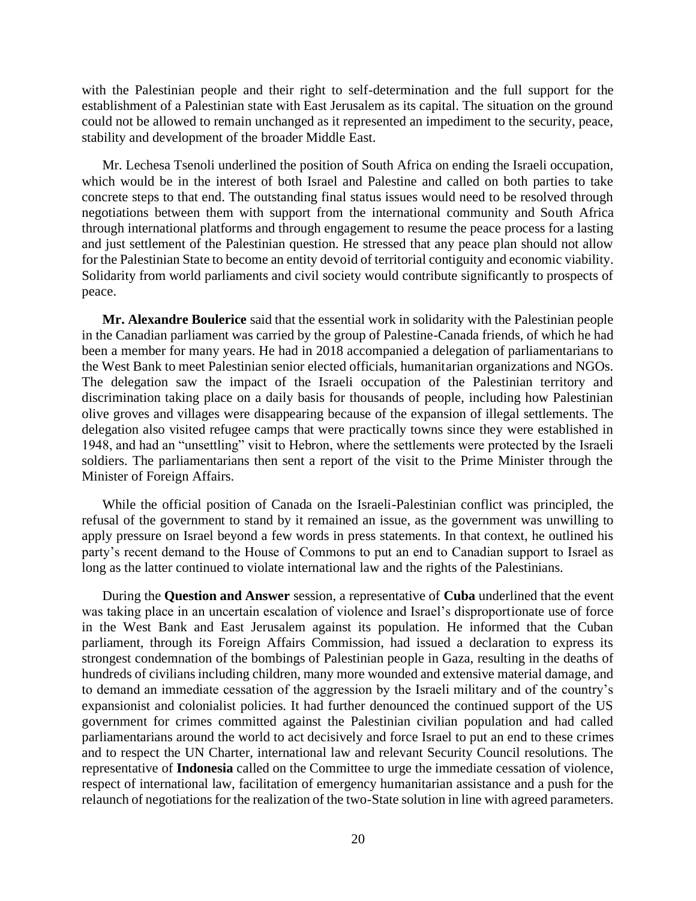with the Palestinian people and their right to self-determination and the full support for the establishment of a Palestinian state with East Jerusalem as its capital. The situation on the ground could not be allowed to remain unchanged as it represented an impediment to the security, peace, stability and development of the broader Middle East.

Mr. Lechesa Tsenoli underlined the position of South Africa on ending the Israeli occupation, which would be in the interest of both Israel and Palestine and called on both parties to take concrete steps to that end. The outstanding final status issues would need to be resolved through negotiations between them with support from the international community and South Africa through international platforms and through engagement to resume the peace process for a lasting and just settlement of the Palestinian question. He stressed that any peace plan should not allow for the Palestinian State to become an entity devoid of territorial contiguity and economic viability. Solidarity from world parliaments and civil society would contribute significantly to prospects of peace.

**Mr. Alexandre Boulerice** said that the essential work in solidarity with the Palestinian people in the Canadian parliament was carried by the group of Palestine-Canada friends, of which he had been a member for many years. He had in 2018 accompanied a delegation of parliamentarians to the West Bank to meet Palestinian senior elected officials, humanitarian organizations and NGOs. The delegation saw the impact of the Israeli occupation of the Palestinian territory and discrimination taking place on a daily basis for thousands of people, including how Palestinian olive groves and villages were disappearing because of the expansion of illegal settlements. The delegation also visited refugee camps that were practically towns since they were established in 1948, and had an "unsettling" visit to Hebron, where the settlements were protected by the Israeli soldiers. The parliamentarians then sent a report of the visit to the Prime Minister through the Minister of Foreign Affairs.

While the official position of Canada on the Israeli-Palestinian conflict was principled, the refusal of the government to stand by it remained an issue, as the government was unwilling to apply pressure on Israel beyond a few words in press statements. In that context, he outlined his party's recent demand to the House of Commons to put an end to Canadian support to Israel as long as the latter continued to violate international law and the rights of the Palestinians.

During the **Question and Answer** session, a representative of **Cuba** underlined that the event was taking place in an uncertain escalation of violence and Israel's disproportionate use of force in the West Bank and East Jerusalem against its population. He informed that the Cuban parliament, through its Foreign Affairs Commission, had issued a declaration to express its strongest condemnation of the bombings of Palestinian people in Gaza, resulting in the deaths of hundreds of civilians including children, many more wounded and extensive material damage, and to demand an immediate cessation of the aggression by the Israeli military and of the country's expansionist and colonialist policies. It had further denounced the continued support of the US government for crimes committed against the Palestinian civilian population and had called parliamentarians around the world to act decisively and force Israel to put an end to these crimes and to respect the UN Charter, international law and relevant Security Council resolutions. The representative of **Indonesia** called on the Committee to urge the immediate cessation of violence, respect of international law, facilitation of emergency humanitarian assistance and a push for the relaunch of negotiations for the realization of the two-State solution in line with agreed parameters.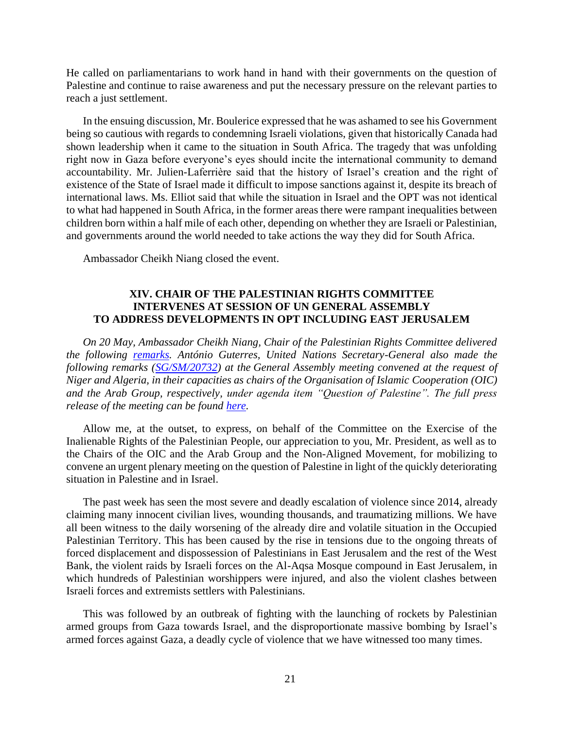He called on parliamentarians to work hand in hand with their governments on the question of Palestine and continue to raise awareness and put the necessary pressure on the relevant parties to reach a just settlement.

In the ensuing discussion, Mr. Boulerice expressed that he was ashamed to see his Government being so cautious with regards to condemning Israeli violations, given that historically Canada had shown leadership when it came to the situation in South Africa. The tragedy that was unfolding right now in Gaza before everyone's eyes should incite the international community to demand accountability. Mr. Julien-Laferrière said that the history of Israel's creation and the right of existence of the State of Israel made it difficult to impose sanctions against it, despite its breach of international laws. Ms. Elliot said that while the situation in Israel and the OPT was not identical to what had happened in South Africa, in the former areas there were rampant inequalities between children born within a half mile of each other, depending on whether they are Israeli or Palestinian, and governments around the world needed to take actions the way they did for South Africa.

Ambassador Cheikh Niang closed the event.

## XIV. CHAIR OF THE PALESTINIAN RIGHTS COMMITTEE INTERVENES AT SESSION OF UN GENERAL ASSEMBLY TO ADDRESS DEVELOPMENTS IN OPT INCLUDING EAST JERUSALEM

*On 20 May, Ambassador Cheikh Niang, Chair of the Palestinian Rights Committee delivered the following [remarks](). António Guterres, United Nations Secretary-General also made the following remarks ([SG/SM/20732]()) at the General Assembly meeting convened at the request of Niger and Algeria, in their capacities as chairs of the Organisation of Islamic Cooperation (OIC) and the Arab Group, respectively, under agenda item "Question of Palestine". The full press release of the meeting can be found [here]().*

Allow me, at the outset, to express, on behalf of the Committee on the Exercise of the Inalienable Rights of the Palestinian People, our appreciation to you, Mr. President, as well as to the Chairs of the OIC and the Arab Group and the Non-Aligned Movement, for mobilizing to convene an urgent plenary meeting on the question of Palestine in light of the quickly deteriorating situation in Palestine and in Israel.

The past week has seen the most severe and deadly escalation of violence since 2014, already claiming many innocent civilian lives, wounding thousands, and traumatizing millions. We have all been witness to the daily worsening of the already dire and volatile situation in the Occupied Palestinian Territory. This has been caused by the rise in tensions due to the ongoing threats of forced displacement and dispossession of Palestinians in East Jerusalem and the rest of the West Bank, the violent raids by Israeli forces on the Al-Aqsa Mosque compound in East Jerusalem, in which hundreds of Palestinian worshippers were injured, and also the violent clashes between Israeli forces and extremists settlers with Palestinians.

This was followed by an outbreak of fighting with the launching of rockets by Palestinian armed groups from Gaza towards Israel, and the disproportionate massive bombing by Israel's armed forces against Gaza, a deadly cycle of violence that we have witnessed too many times.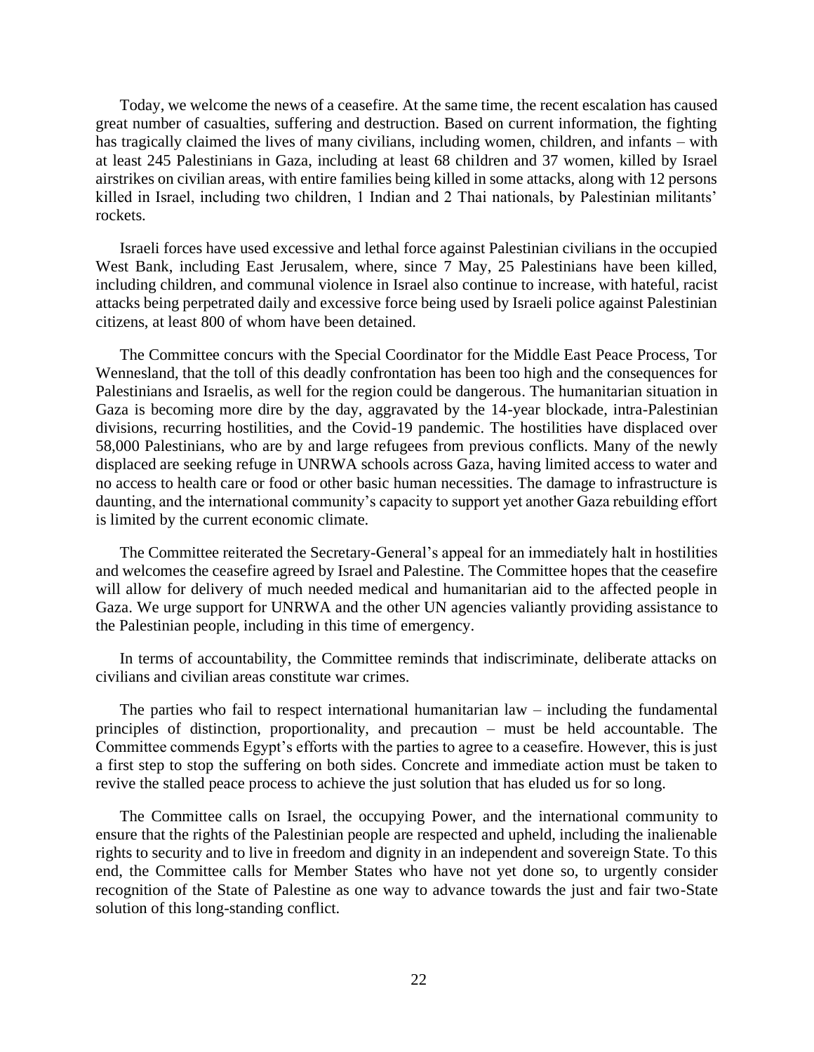Today, we welcome the news of a ceasefire. At the same time, the recent escalation has caused great number of casualties, suffering and destruction. Based on current information, the fighting has tragically claimed the lives of many civilians, including women, children, and infants – with at least 245 Palestinians in Gaza, including at least 68 children and 37 women, killed by Israel airstrikes on civilian areas, with entire families being killed in some attacks, along with 12 persons killed in Israel, including two children, 1 Indian and 2 Thai nationals, by Palestinian militants' rockets.

Israeli forces have used excessive and lethal force against Palestinian civilians in the occupied West Bank, including East Jerusalem, where, since 7 May, 25 Palestinians have been killed, including children, and communal violence in Israel also continue to increase, with hateful, racist attacks being perpetrated daily and excessive force being used by Israeli police against Palestinian citizens, at least 800 of whom have been detained.

The Committee concurs with the Special Coordinator for the Middle East Peace Process, Tor Wennesland, that the toll of this deadly confrontation has been too high and the consequences for Palestinians and Israelis, as well for the region could be dangerous. The humanitarian situation in Gaza is becoming more dire by the day, aggravated by the 14-year blockade, intra-Palestinian divisions, recurring hostilities, and the Covid-19 pandemic. The hostilities have displaced over 58,000 Palestinians, who are by and large refugees from previous conflicts. Many of the newly displaced are seeking refuge in UNRWA schools across Gaza, having limited access to water and no access to health care or food or other basic human necessities. The damage to infrastructure is daunting, and the international community's capacity to support yet another Gaza rebuilding effort is limited by the current economic climate.

The Committee reiterated the Secretary-General's appeal for an immediately halt in hostilities and welcomes the ceasefire agreed by Israel and Palestine. The Committee hopes that the ceasefire will allow for delivery of much needed medical and humanitarian aid to the affected people in Gaza. We urge support for UNRWA and the other UN agencies valiantly providing assistance to the Palestinian people, including in this time of emergency.

In terms of accountability, the Committee reminds that indiscriminate, deliberate attacks on civilians and civilian areas constitute war crimes.

The parties who fail to respect international humanitarian law – including the fundamental principles of distinction, proportionality, and precaution – must be held accountable. The Committee commends Egypt's efforts with the parties to agree to a ceasefire. However, this is just a first step to stop the suffering on both sides. Concrete and immediate action must be taken to revive the stalled peace process to achieve the just solution that has eluded us for so long.

The Committee calls on Israel, the occupying Power, and the international community to ensure that the rights of the Palestinian people are respected and upheld, including the inalienable rights to security and to live in freedom and dignity in an independent and sovereign State. To this end, the Committee calls for Member States who have not yet done so, to urgently consider recognition of the State of Palestine as one way to advance towards the just and fair two-State solution of this long-standing conflict.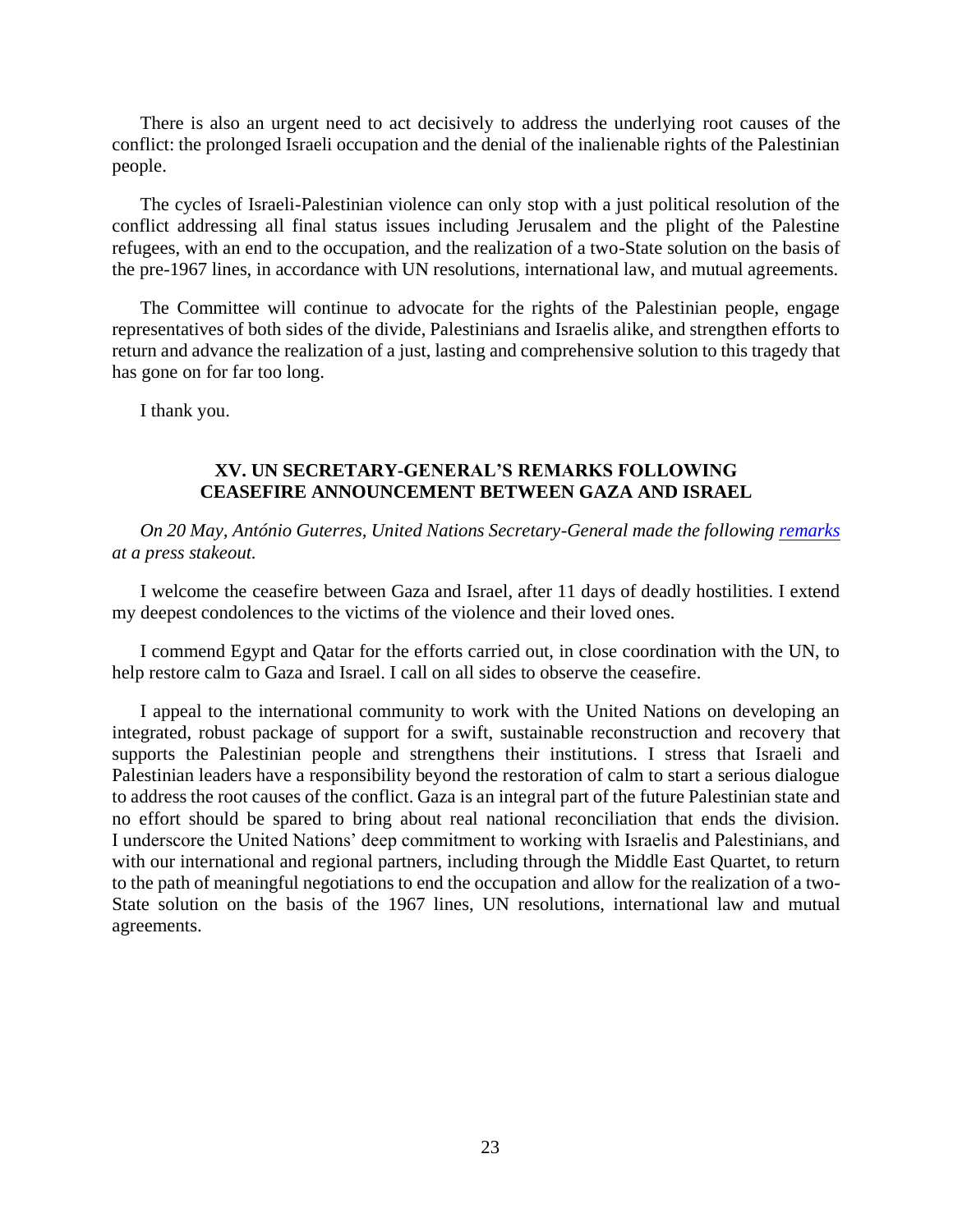There is also an urgent need to act decisively to address the underlying root causes of the conflict: the prolonged Israeli occupation and the denial of the inalienable rights of the Palestinian people.

The cycles of Israeli-Palestinian violence can only stop with a just political resolution of the conflict addressing all final status issues including Jerusalem and the plight of the Palestine refugees, with an end to the occupation, and the realization of a two-State solution on the basis of the pre-1967 lines, in accordance with UN resolutions, international law, and mutual agreements.

The Committee will continue to advocate for the rights of the Palestinian people, engage representatives of both sides of the divide, Palestinians and Israelis alike, and strengthen efforts to return and advance the realization of a just, lasting and comprehensive solution to this tragedy that has gone on for far too long.

I thank you.

## XV. UN SECRETARY-GENERAL'S REMARKS FOLLOWING CEASEFIRE ANNOUNCEMENT BETWEEN GAZA AND ISRAEL

*On 20 May, António Guterres, United Nations Secretary-General made the following remarks at a press stakeout.*

I welcome the ceasefire between Gaza and Israel, after 11 days of deadly hostilities. I extend my deepest condolences to the victims of the violence and their loved ones.

I commend Egypt and Qatar for the efforts carried out, in close coordination with the UN, to help restore calm to Gaza and Israel. I call on all sides to observe the ceasefire.

I appeal to the international community to work with the United Nations on developing an integrated, robust package of support for a swift, sustainable reconstruction and recovery that supports the Palestinian people and strengthens their institutions. I stress that Israeli and Palestinian leaders have a responsibility beyond the restoration of calm to start a serious dialogue to address the root causes of the conflict. Gaza is an integral part of the future Palestinian state and no effort should be spared to bring about real national reconciliation that ends the division. I underscore the United Nations' deep commitment to working with Israelis and Palestinians, and with our international and regional partners, including through the Middle East Quartet, to return to the path of meaningful negotiations to end the occupation and allow for the realization of a two-State solution on the basis of the 1967 lines, UN resolutions, international law and mutual agreements.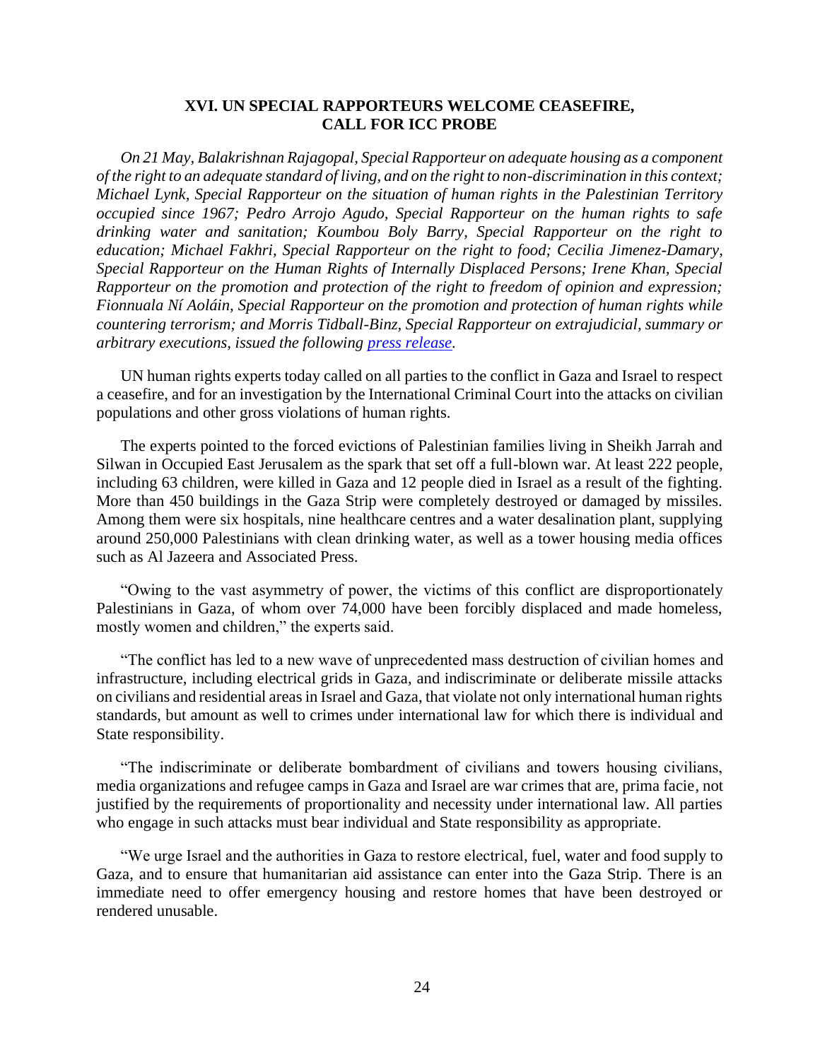## XVI. UN SPECIAL RAPPORTEURS WELCOME CEASEFIRE, CALL FOR ICC PROBE

*On 21 May, Balakrishnan Rajagopal, Special Rapporteur on adequate housing as a component of the right to an adequate standard of living, and on the right to non-discrimination in this context; Michael Lynk, Special Rapporteur on the situation of human rights in the Palestinian Territory occupied since 1967; Pedro Arrojo Agudo, Special Rapporteur on the human rights to safe drinking water and sanitation; Koumbou Boly Barry, Special Rapporteur on the right to education; Michael Fakhri, Special Rapporteur on the right to food; Cecilia Jimenez-Damary, Special Rapporteur on the Human Rights of Internally Displaced Persons; Irene Khan, Special Rapporteur on the promotion and protection of the right to freedom of opinion and expression; Fionnuala Ní Aoláin, Special Rapporteur on the promotion and protection of human rights while countering terrorism; and Morris Tidball-Binz, Special Rapporteur on extrajudicial, summary or arbitrary executions, issued the following press release.*

UN human rights experts today called on all parties to the conflict in Gaza and Israel to respect a ceasefire, and for an investigation by the International Criminal Court into the attacks on civilian populations and other gross violations of human rights.

The experts pointed to the forced evictions of Palestinian families living in Sheikh Jarrah and Silwan in Occupied East Jerusalem as the spark that set off a full-blown war. At least 222 people, including 63 children, were killed in Gaza and 12 people died in Israel as a result of the fighting. More than 450 buildings in the Gaza Strip were completely destroyed or damaged by missiles. Among them were six hospitals, nine healthcare centres and a water desalination plant, supplying around 250,000 Palestinians with clean drinking water, as well as a tower housing media offices such as Al Jazeera and Associated Press.

"Owing to the vast asymmetry of power, the victims of this conflict are disproportionately Palestinians in Gaza, of whom over 74,000 have been forcibly displaced and made homeless, mostly women and children," the experts said.

"The conflict has led to a new wave of unprecedented mass destruction of civilian homes and infrastructure, including electrical grids in Gaza, and indiscriminate or deliberate missile attacks on civilians and residential areas in Israel and Gaza, that violate not only international human rights standards, but amount as well to crimes under international law for which there is individual and State responsibility.

"The indiscriminate or deliberate bombardment of civilians and towers housing civilians, media organizations and refugee camps in Gaza and Israel are war crimes that are, prima facie, not justified by the requirements of proportionality and necessity under international law. All parties who engage in such attacks must bear individual and State responsibility as appropriate.

"We urge Israel and the authorities in Gaza to restore electrical, fuel, water and food supply to Gaza, and to ensure that humanitarian aid assistance can enter into the Gaza Strip. There is an immediate need to offer emergency housing and restore homes that have been destroyed or rendered unusable.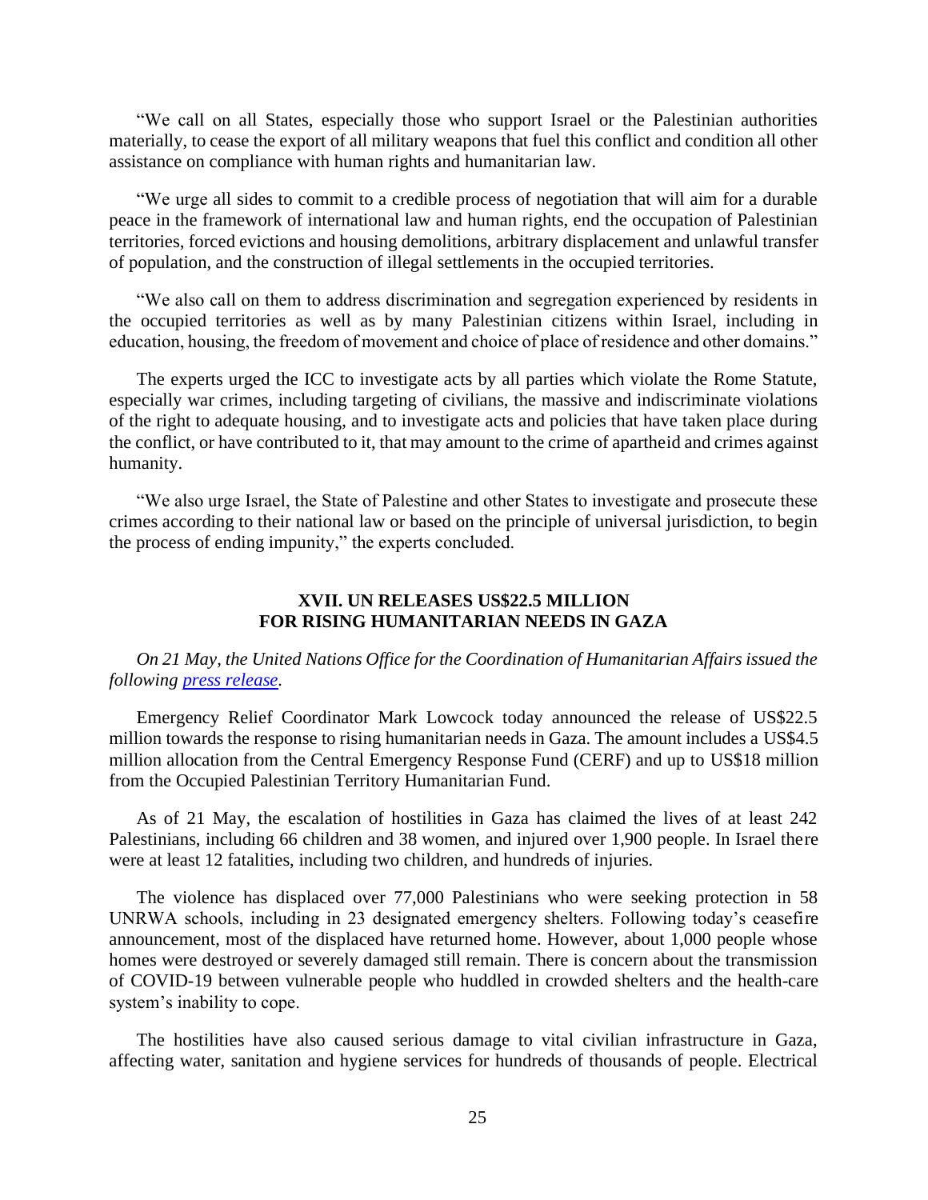"We call on all States, especially those who support Israel or the Palestinian authorities materially, to cease the export of all military weapons that fuel this conflict and condition all other assistance on compliance with human rights and humanitarian law.

"We urge all sides to commit to a credible process of negotiation that will aim for a durable peace in the framework of international law and human rights, end the occupation of Palestinian territories, forced evictions and housing demolitions, arbitrary displacement and unlawful transfer of population, and the construction of illegal settlements in the occupied territories.

"We also call on them to address discrimination and segregation experienced by residents in the occupied territories as well as by many Palestinian citizens within Israel, including in education, housing, the freedom of movement and choice of place of residence and other domains."

The experts urged the ICC to investigate acts by all parties which violate the Rome Statute, especially war crimes, including targeting of civilians, the massive and indiscriminate violations of the right to adequate housing, and to investigate acts and policies that have taken place during the conflict, or have contributed to it, that may amount to the crime of apartheid and crimes against humanity.

"We also urge Israel, the State of Palestine and other States to investigate and prosecute these crimes according to their national law or based on the principle of universal jurisdiction, to begin the process of ending impunity," the experts concluded.

## XVII. UN RELEASES US$22.5 MILLION FOR RISING HUMANITARIAN NEEDS IN GAZA

*On 21 May, the United Nations Office for the Coordination of Humanitarian Affairs issued the following press release.*

Emergency Relief Coordinator Mark Lowcock today announced the release of US$22.5 million towards the response to rising humanitarian needs in Gaza. The amount includes a US$4.5 million allocation from the Central Emergency Response Fund (CERF) and up to US$18 million from the Occupied Palestinian Territory Humanitarian Fund.

As of 21 May, the escalation of hostilities in Gaza has claimed the lives of at least 242 Palestinians, including 66 children and 38 women, and injured over 1,900 people. In Israel there were at least 12 fatalities, including two children, and hundreds of injuries.

The violence has displaced over 77,000 Palestinians who were seeking protection in 58 UNRWA schools, including in 23 designated emergency shelters. Following today's ceasefire announcement, most of the displaced have returned home. However, about 1,000 people whose homes were destroyed or severely damaged still remain. There is concern about the transmission of COVID-19 between vulnerable people who huddled in crowded shelters and the health-care system's inability to cope.

The hostilities have also caused serious damage to vital civilian infrastructure in Gaza, affecting water, sanitation and hygiene services for hundreds of thousands of people. Electrical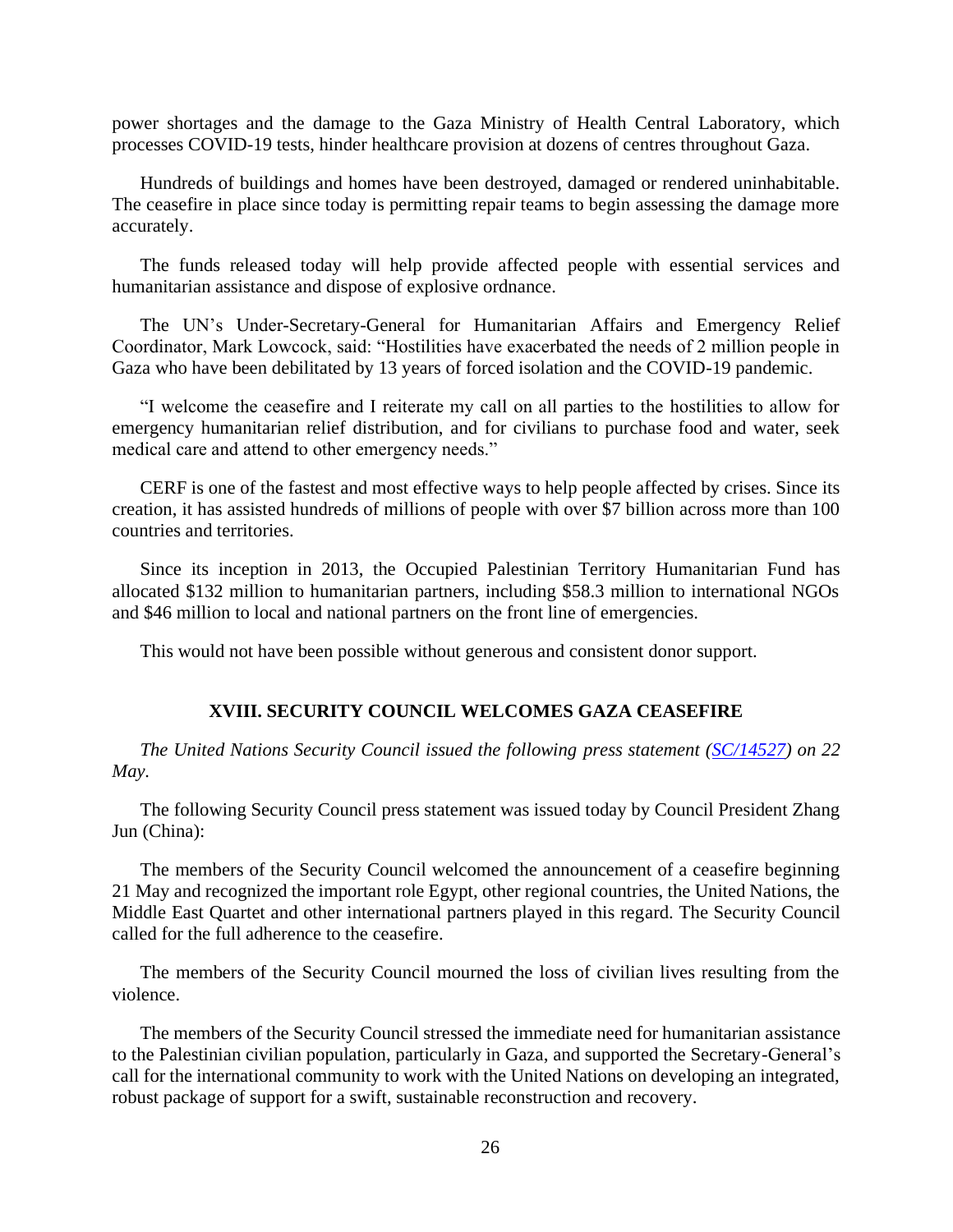power shortages and the damage to the Gaza Ministry of Health Central Laboratory, which processes COVID-19 tests, hinder healthcare provision at dozens of centres throughout Gaza.

Hundreds of buildings and homes have been destroyed, damaged or rendered uninhabitable. The ceasefire in place since today is permitting repair teams to begin assessing the damage more accurately.

The funds released today will help provide affected people with essential services and humanitarian assistance and dispose of explosive ordnance.

The UN's Under-Secretary-General for Humanitarian Affairs and Emergency Relief Coordinator, Mark Lowcock, said: "Hostilities have exacerbated the needs of 2 million people in Gaza who have been debilitated by 13 years of forced isolation and the COVID-19 pandemic.

"I welcome the ceasefire and I reiterate my call on all parties to the hostilities to allow for emergency humanitarian relief distribution, and for civilians to purchase food and water, seek medical care and attend to other emergency needs."

CERF is one of the fastest and most effective ways to help people affected by crises. Since its creation, it has assisted hundreds of millions of people with over $7 billion across more than 100 countries and territories.

Since its inception in 2013, the Occupied Palestinian Territory Humanitarian Fund has allocated $132 million to humanitarian partners, including $58.3 million to international NGOs and $46 million to local and national partners on the front line of emergencies.

This would not have been possible without generous and consistent donor support.

## XVIII. SECURITY COUNCIL WELCOMES GAZA CEASEFIRE

*The United Nations Security Council issued the following press statement (SC/14527) on 22 May.*

The following Security Council press statement was issued today by Council President Zhang Jun (China):

The members of the Security Council welcomed the announcement of a ceasefire beginning 21 May and recognized the important role Egypt, other regional countries, the United Nations, the Middle East Quartet and other international partners played in this regard. The Security Council called for the full adherence to the ceasefire.

The members of the Security Council mourned the loss of civilian lives resulting from the violence.

The members of the Security Council stressed the immediate need for humanitarian assistance to the Palestinian civilian population, particularly in Gaza, and supported the Secretary-General's call for the international community to work with the United Nations on developing an integrated, robust package of support for a swift, sustainable reconstruction and recovery.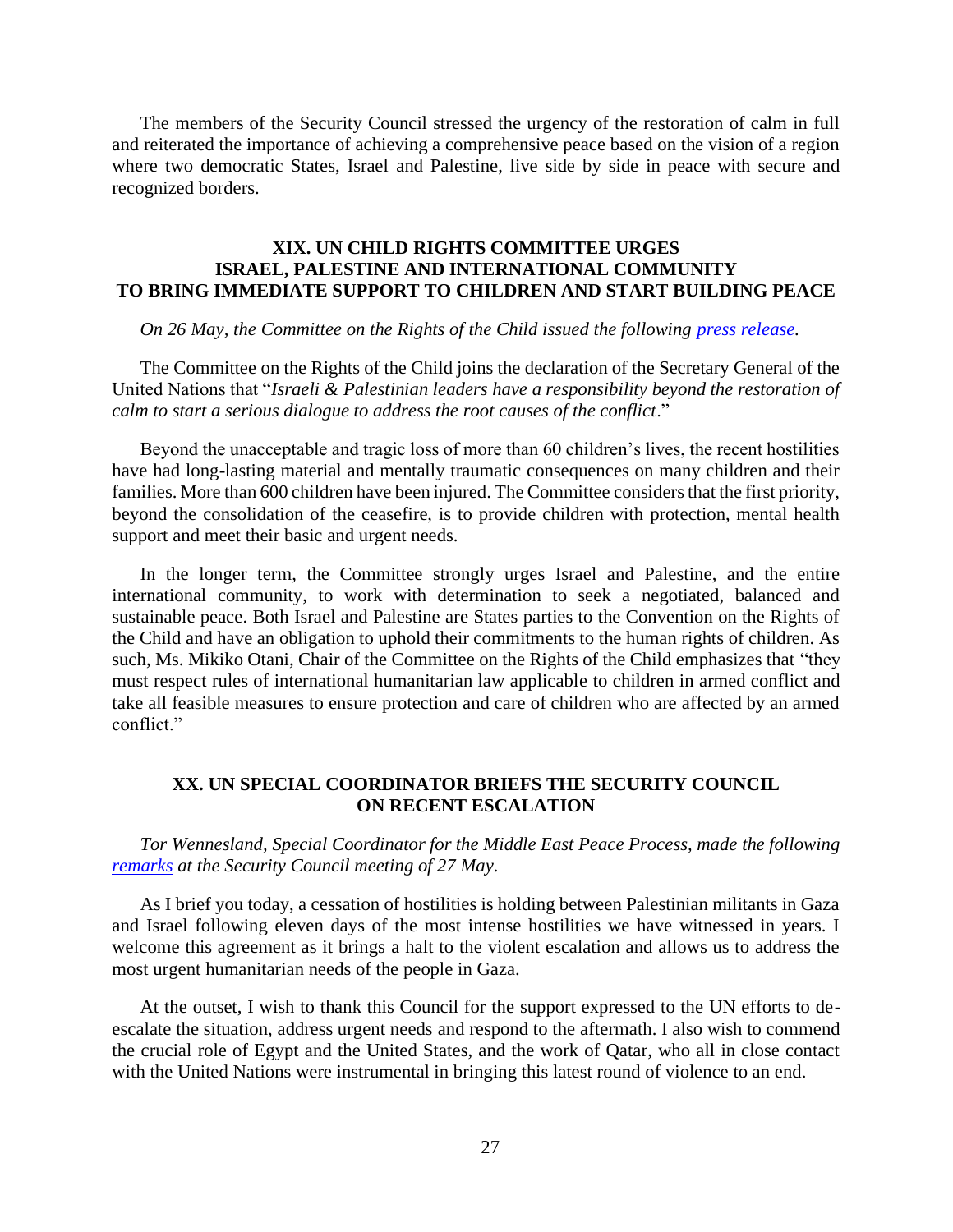The members of the Security Council stressed the urgency of the restoration of calm in full and reiterated the importance of achieving a comprehensive peace based on the vision of a region where two democratic States, Israel and Palestine, live side by side in peace with secure and recognized borders.

## XIX. UN CHILD RIGHTS COMMITTEE URGES ISRAEL, PALESTINE AND INTERNATIONAL COMMUNITY TO BRING IMMEDIATE SUPPORT TO CHILDREN AND START BUILDING PEACE

*On 26 May, the Committee on the Rights of the Child issued the following [press release](press release).*

The Committee on the Rights of the Child joins the declaration of the Secretary General of the United Nations that "*Israeli & Palestinian leaders have a responsibility beyond the restoration of calm to start a serious dialogue to address the root causes of the conflict*."

Beyond the unacceptable and tragic loss of more than 60 children's lives, the recent hostilities have had long-lasting material and mentally traumatic consequences on many children and their families. More than 600 children have been injured. The Committee considers that the first priority, beyond the consolidation of the ceasefire, is to provide children with protection, mental health support and meet their basic and urgent needs.

In the longer term, the Committee strongly urges Israel and Palestine, and the entire international community, to work with determination to seek a negotiated, balanced and sustainable peace. Both Israel and Palestine are States parties to the Convention on the Rights of the Child and have an obligation to uphold their commitments to the human rights of children. As such, Ms. Mikiko Otani, Chair of the Committee on the Rights of the Child emphasizes that "they must respect rules of international humanitarian law applicable to children in armed conflict and take all feasible measures to ensure protection and care of children who are affected by an armed conflict."

## XX. UN SPECIAL COORDINATOR BRIEFS THE SECURITY COUNCIL ON RECENT ESCALATION

*Tor Wennesland, Special Coordinator for the Middle East Peace Process, made the following [remarks](remarks) at the Security Council meeting of 27 May.*

As I brief you today, a cessation of hostilities is holding between Palestinian militants in Gaza and Israel following eleven days of the most intense hostilities we have witnessed in years. I welcome this agreement as it brings a halt to the violent escalation and allows us to address the most urgent humanitarian needs of the people in Gaza.

At the outset, I wish to thank this Council for the support expressed to the UN efforts to de-escalate the situation, address urgent needs and respond to the aftermath. I also wish to commend the crucial role of Egypt and the United States, and the work of Qatar, who all in close contact with the United Nations were instrumental in bringing this latest round of violence to an end.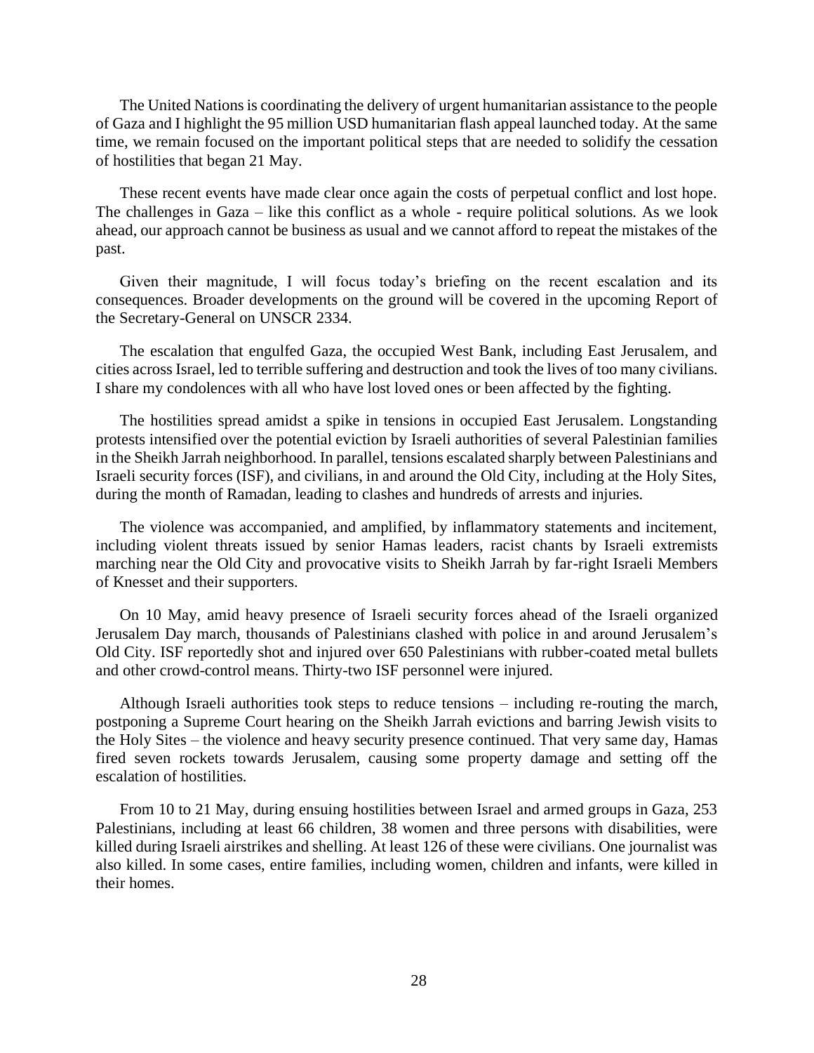The United Nations is coordinating the delivery of urgent humanitarian assistance to the people of Gaza and I highlight the 95 million USD humanitarian flash appeal launched today. At the same time, we remain focused on the important political steps that are needed to solidify the cessation of hostilities that began 21 May.

These recent events have made clear once again the costs of perpetual conflict and lost hope. The challenges in Gaza – like this conflict as a whole - require political solutions. As we look ahead, our approach cannot be business as usual and we cannot afford to repeat the mistakes of the past.

Given their magnitude, I will focus today's briefing on the recent escalation and its consequences. Broader developments on the ground will be covered in the upcoming Report of the Secretary-General on UNSCR 2334.

The escalation that engulfed Gaza, the occupied West Bank, including East Jerusalem, and cities across Israel, led to terrible suffering and destruction and took the lives of too many civilians. I share my condolences with all who have lost loved ones or been affected by the fighting.

The hostilities spread amidst a spike in tensions in occupied East Jerusalem. Longstanding protests intensified over the potential eviction by Israeli authorities of several Palestinian families in the Sheikh Jarrah neighborhood. In parallel, tensions escalated sharply between Palestinians and Israeli security forces (ISF), and civilians, in and around the Old City, including at the Holy Sites, during the month of Ramadan, leading to clashes and hundreds of arrests and injuries.

The violence was accompanied, and amplified, by inflammatory statements and incitement, including violent threats issued by senior Hamas leaders, racist chants by Israeli extremists marching near the Old City and provocative visits to Sheikh Jarrah by far-right Israeli Members of Knesset and their supporters.

On 10 May, amid heavy presence of Israeli security forces ahead of the Israeli organized Jerusalem Day march, thousands of Palestinians clashed with police in and around Jerusalem's Old City. ISF reportedly shot and injured over 650 Palestinians with rubber-coated metal bullets and other crowd-control means. Thirty-two ISF personnel were injured.

Although Israeli authorities took steps to reduce tensions – including re-routing the march, postponing a Supreme Court hearing on the Sheikh Jarrah evictions and barring Jewish visits to the Holy Sites – the violence and heavy security presence continued. That very same day, Hamas fired seven rockets towards Jerusalem, causing some property damage and setting off the escalation of hostilities.

From 10 to 21 May, during ensuing hostilities between Israel and armed groups in Gaza, 253 Palestinians, including at least 66 children, 38 women and three persons with disabilities, were killed during Israeli airstrikes and shelling. At least 126 of these were civilians. One journalist was also killed. In some cases, entire families, including women, children and infants, were killed in their homes.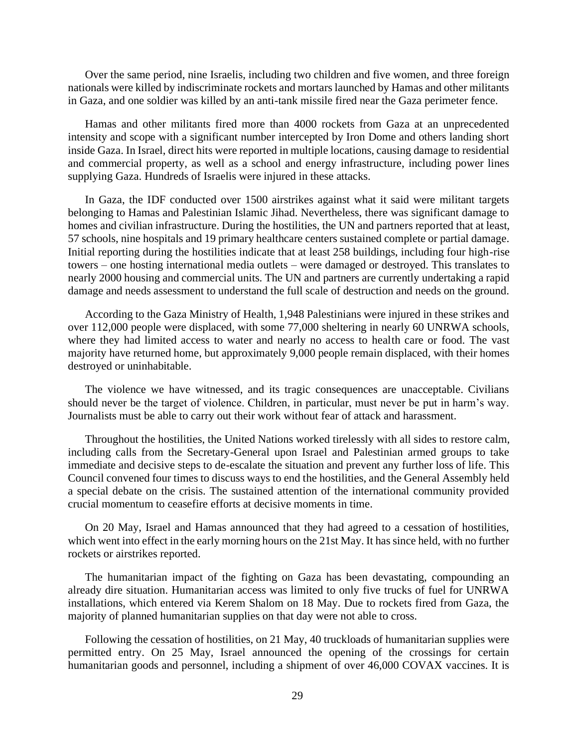Over the same period, nine Israelis, including two children and five women, and three foreign nationals were killed by indiscriminate rockets and mortars launched by Hamas and other militants in Gaza, and one soldier was killed by an anti-tank missile fired near the Gaza perimeter fence.

Hamas and other militants fired more than 4000 rockets from Gaza at an unprecedented intensity and scope with a significant number intercepted by Iron Dome and others landing short inside Gaza. In Israel, direct hits were reported in multiple locations, causing damage to residential and commercial property, as well as a school and energy infrastructure, including power lines supplying Gaza. Hundreds of Israelis were injured in these attacks.

In Gaza, the IDF conducted over 1500 airstrikes against what it said were militant targets belonging to Hamas and Palestinian Islamic Jihad. Nevertheless, there was significant damage to homes and civilian infrastructure. During the hostilities, the UN and partners reported that at least, 57 schools, nine hospitals and 19 primary healthcare centers sustained complete or partial damage. Initial reporting during the hostilities indicate that at least 258 buildings, including four high-rise towers – one hosting international media outlets – were damaged or destroyed. This translates to nearly 2000 housing and commercial units. The UN and partners are currently undertaking a rapid damage and needs assessment to understand the full scale of destruction and needs on the ground.

According to the Gaza Ministry of Health, 1,948 Palestinians were injured in these strikes and over 112,000 people were displaced, with some 77,000 sheltering in nearly 60 UNRWA schools, where they had limited access to water and nearly no access to health care or food. The vast majority have returned home, but approximately 9,000 people remain displaced, with their homes destroyed or uninhabitable.

The violence we have witnessed, and its tragic consequences are unacceptable. Civilians should never be the target of violence. Children, in particular, must never be put in harm's way. Journalists must be able to carry out their work without fear of attack and harassment.

Throughout the hostilities, the United Nations worked tirelessly with all sides to restore calm, including calls from the Secretary-General upon Israel and Palestinian armed groups to take immediate and decisive steps to de-escalate the situation and prevent any further loss of life. This Council convened four times to discuss ways to end the hostilities, and the General Assembly held a special debate on the crisis. The sustained attention of the international community provided crucial momentum to ceasefire efforts at decisive moments in time.

On 20 May, Israel and Hamas announced that they had agreed to a cessation of hostilities, which went into effect in the early morning hours on the 21st May. It has since held, with no further rockets or airstrikes reported.

The humanitarian impact of the fighting on Gaza has been devastating, compounding an already dire situation. Humanitarian access was limited to only five trucks of fuel for UNRWA installations, which entered via Kerem Shalom on 18 May. Due to rockets fired from Gaza, the majority of planned humanitarian supplies on that day were not able to cross.

Following the cessation of hostilities, on 21 May, 40 truckloads of humanitarian supplies were permitted entry. On 25 May, Israel announced the opening of the crossings for certain humanitarian goods and personnel, including a shipment of over 46,000 COVAX vaccines. It is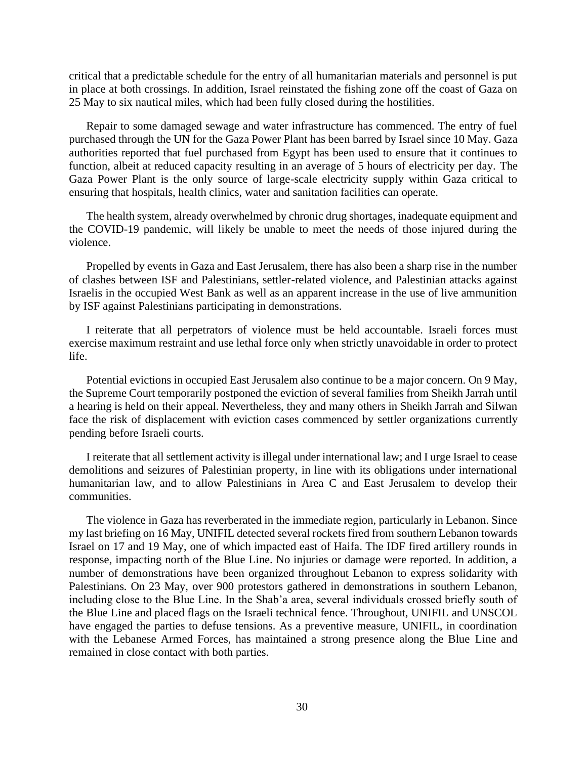critical that a predictable schedule for the entry of all humanitarian materials and personnel is put in place at both crossings. In addition, Israel reinstated the fishing zone off the coast of Gaza on 25 May to six nautical miles, which had been fully closed during the hostilities.

Repair to some damaged sewage and water infrastructure has commenced. The entry of fuel purchased through the UN for the Gaza Power Plant has been barred by Israel since 10 May. Gaza authorities reported that fuel purchased from Egypt has been used to ensure that it continues to function, albeit at reduced capacity resulting in an average of 5 hours of electricity per day. The Gaza Power Plant is the only source of large-scale electricity supply within Gaza critical to ensuring that hospitals, health clinics, water and sanitation facilities can operate.

The health system, already overwhelmed by chronic drug shortages, inadequate equipment and the COVID-19 pandemic, will likely be unable to meet the needs of those injured during the violence.

Propelled by events in Gaza and East Jerusalem, there has also been a sharp rise in the number of clashes between ISF and Palestinians, settler-related violence, and Palestinian attacks against Israelis in the occupied West Bank as well as an apparent increase in the use of live ammunition by ISF against Palestinians participating in demonstrations.

I reiterate that all perpetrators of violence must be held accountable. Israeli forces must exercise maximum restraint and use lethal force only when strictly unavoidable in order to protect life.

Potential evictions in occupied East Jerusalem also continue to be a major concern. On 9 May, the Supreme Court temporarily postponed the eviction of several families from Sheikh Jarrah until a hearing is held on their appeal. Nevertheless, they and many others in Sheikh Jarrah and Silwan face the risk of displacement with eviction cases commenced by settler organizations currently pending before Israeli courts.

I reiterate that all settlement activity is illegal under international law; and I urge Israel to cease demolitions and seizures of Palestinian property, in line with its obligations under international humanitarian law, and to allow Palestinians in Area C and East Jerusalem to develop their communities.

The violence in Gaza has reverberated in the immediate region, particularly in Lebanon. Since my last briefing on 16 May, UNIFIL detected several rockets fired from southern Lebanon towards Israel on 17 and 19 May, one of which impacted east of Haifa. The IDF fired artillery rounds in response, impacting north of the Blue Line. No injuries or damage were reported. In addition, a number of demonstrations have been organized throughout Lebanon to express solidarity with Palestinians. On 23 May, over 900 protestors gathered in demonstrations in southern Lebanon, including close to the Blue Line. In the Shab'a area, several individuals crossed briefly south of the Blue Line and placed flags on the Israeli technical fence. Throughout, UNIFIL and UNSCOL have engaged the parties to defuse tensions. As a preventive measure, UNIFIL, in coordination with the Lebanese Armed Forces, has maintained a strong presence along the Blue Line and remained in close contact with both parties.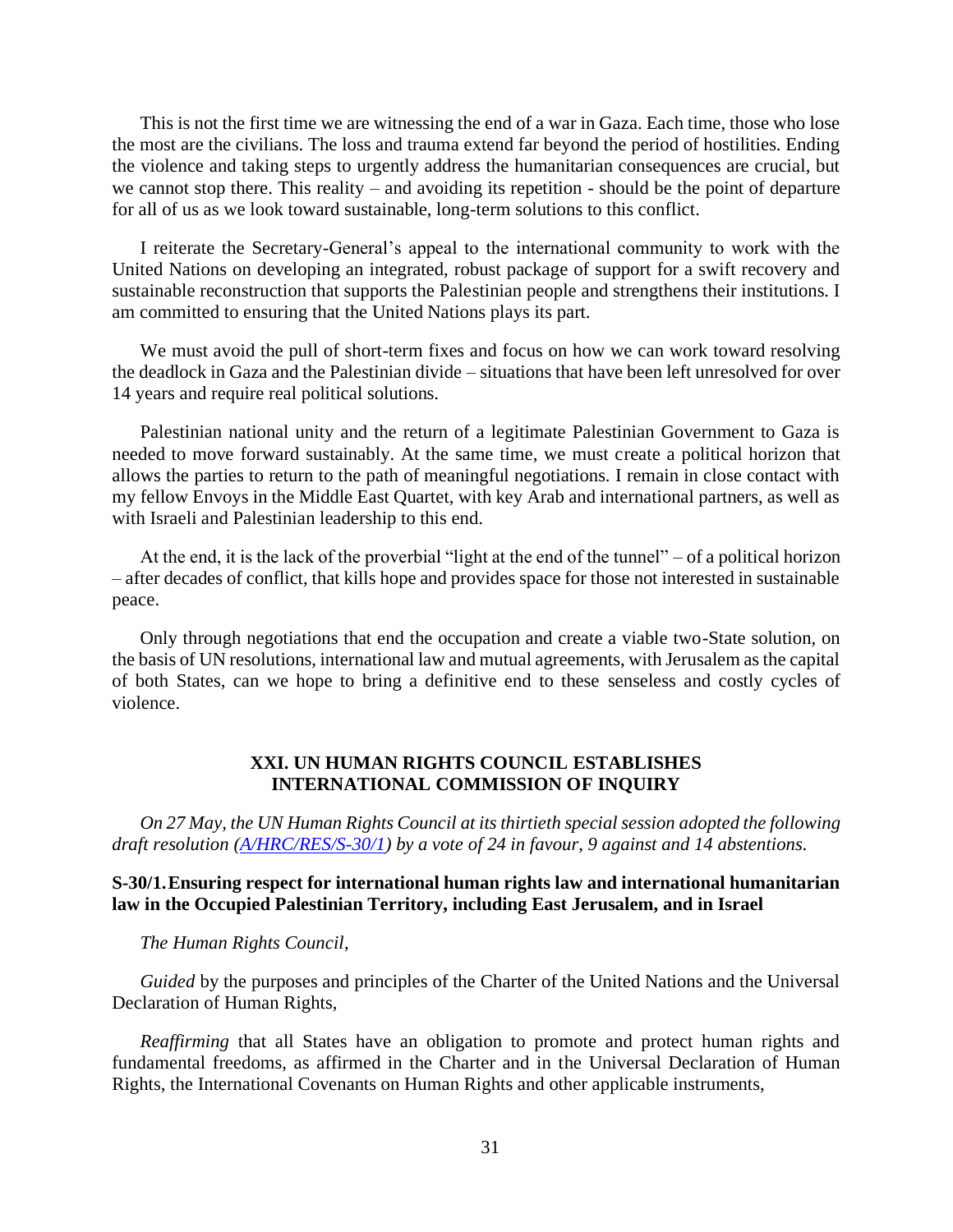This is not the first time we are witnessing the end of a war in Gaza. Each time, those who lose the most are the civilians. The loss and trauma extend far beyond the period of hostilities. Ending the violence and taking steps to urgently address the humanitarian consequences are crucial, but we cannot stop there. This reality – and avoiding its repetition - should be the point of departure for all of us as we look toward sustainable, long-term solutions to this conflict.

I reiterate the Secretary-General's appeal to the international community to work with the United Nations on developing an integrated, robust package of support for a swift recovery and sustainable reconstruction that supports the Palestinian people and strengthens their institutions. I am committed to ensuring that the United Nations plays its part.

We must avoid the pull of short-term fixes and focus on how we can work toward resolving the deadlock in Gaza and the Palestinian divide – situations that have been left unresolved for over 14 years and require real political solutions.

Palestinian national unity and the return of a legitimate Palestinian Government to Gaza is needed to move forward sustainably. At the same time, we must create a political horizon that allows the parties to return to the path of meaningful negotiations. I remain in close contact with my fellow Envoys in the Middle East Quartet, with key Arab and international partners, as well as with Israeli and Palestinian leadership to this end.

At the end, it is the lack of the proverbial "light at the end of the tunnel" – of a political horizon – after decades of conflict, that kills hope and provides space for those not interested in sustainable peace.

Only through negotiations that end the occupation and create a viable two-State solution, on the basis of UN resolutions, international law and mutual agreements, with Jerusalem as the capital of both States, can we hope to bring a definitive end to these senseless and costly cycles of violence.

## XXI. UN HUMAN RIGHTS COUNCIL ESTABLISHES INTERNATIONAL COMMISSION OF INQUIRY

*On 27 May, the UN Human Rights Council at its thirtieth special session adopted the following draft resolution ([A/HRC/RES/S-30/1](A/HRC/RES/S-30/1)) by a vote of 24 in favour, 9 against and 14 abstentions.*

### S-30/1. Ensuring respect for international human rights law and international humanitarian law in the Occupied Palestinian Territory, including East Jerusalem, and in Israel

*The Human Rights Council*,

*Guided* by the purposes and principles of the Charter of the United Nations and the Universal Declaration of Human Rights,

*Reaffirming* that all States have an obligation to promote and protect human rights and fundamental freedoms, as affirmed in the Charter and in the Universal Declaration of Human Rights, the International Covenants on Human Rights and other applicable instruments,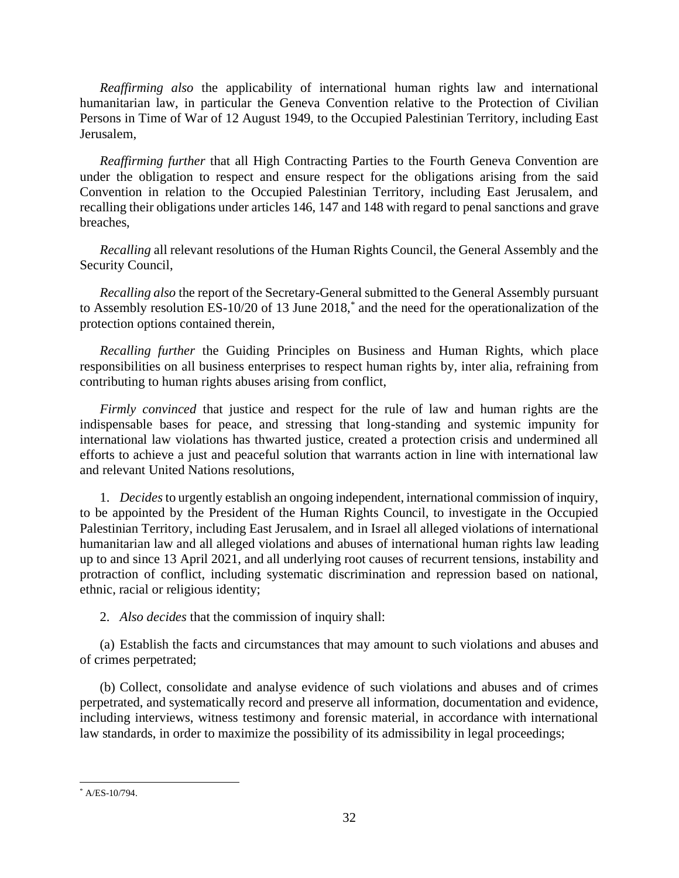*Reaffirming also* the applicability of international human rights law and international humanitarian law, in particular the Geneva Convention relative to the Protection of Civilian Persons in Time of War of 12 August 1949, to the Occupied Palestinian Territory, including East Jerusalem,

*Reaffirming further* that all High Contracting Parties to the Fourth Geneva Convention are under the obligation to respect and ensure respect for the obligations arising from the said Convention in relation to the Occupied Palestinian Territory, including East Jerusalem, and recalling their obligations under articles 146, 147 and 148 with regard to penal sanctions and grave breaches,

*Recalling* all relevant resolutions of the Human Rights Council, the General Assembly and the Security Council,

*Recalling also* the report of the Secretary-General submitted to the General Assembly pursuant to Assembly resolution ES-10/20 of 13 June 2018,[*] and the need for the operationalization of the protection options contained therein,

*Recalling further* the Guiding Principles on Business and Human Rights, which place responsibilities on all business enterprises to respect human rights by, inter alia, refraining from contributing to human rights abuses arising from conflict,

*Firmly convinced* that justice and respect for the rule of law and human rights are the indispensable bases for peace, and stressing that long-standing and systemic impunity for international law violations has thwarted justice, created a protection crisis and undermined all efforts to achieve a just and peaceful solution that warrants action in line with international law and relevant United Nations resolutions,

1. *Decides* to urgently establish an ongoing independent, international commission of inquiry, to be appointed by the President of the Human Rights Council, to investigate in the Occupied Palestinian Territory, including East Jerusalem, and in Israel all alleged violations of international humanitarian law and all alleged violations and abuses of international human rights law leading up to and since 13 April 2021, and all underlying root causes of recurrent tensions, instability and protraction of conflict, including systematic discrimination and repression based on national, ethnic, racial or religious identity;

2. *Also decides* that the commission of inquiry shall:

(a) Establish the facts and circumstances that may amount to such violations and abuses and of crimes perpetrated;

(b) Collect, consolidate and analyse evidence of such violations and abuses and of crimes perpetrated, and systematically record and preserve all information, documentation and evidence, including interviews, witness testimony and forensic material, in accordance with international law standards, in order to maximize the possibility of its admissibility in legal proceedings;

---

[*] A/ES-10/794.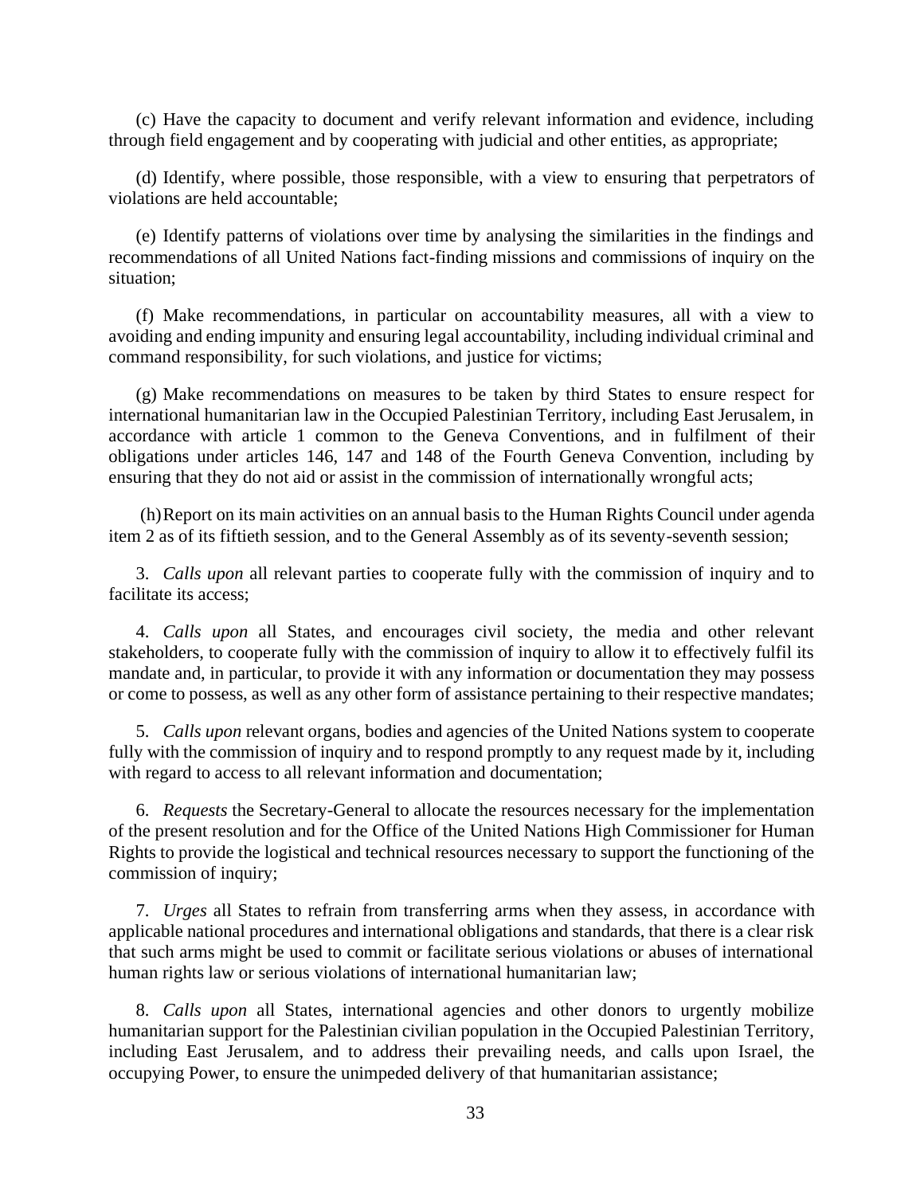(c) Have the capacity to document and verify relevant information and evidence, including through field engagement and by cooperating with judicial and other entities, as appropriate;

(d) Identify, where possible, those responsible, with a view to ensuring that perpetrators of violations are held accountable;

(e) Identify patterns of violations over time by analysing the similarities in the findings and recommendations of all United Nations fact-finding missions and commissions of inquiry on the situation;

(f) Make recommendations, in particular on accountability measures, all with a view to avoiding and ending impunity and ensuring legal accountability, including individual criminal and command responsibility, for such violations, and justice for victims;

(g) Make recommendations on measures to be taken by third States to ensure respect for international humanitarian law in the Occupied Palestinian Territory, including East Jerusalem, in accordance with article 1 common to the Geneva Conventions, and in fulfilment of their obligations under articles 146, 147 and 148 of the Fourth Geneva Convention, including by ensuring that they do not aid or assist in the commission of internationally wrongful acts;

(h) Report on its main activities on an annual basis to the Human Rights Council under agenda item 2 as of its fiftieth session, and to the General Assembly as of its seventy-seventh session;

3. *Calls upon* all relevant parties to cooperate fully with the commission of inquiry and to facilitate its access;

4. *Calls upon* all States, and encourages civil society, the media and other relevant stakeholders, to cooperate fully with the commission of inquiry to allow it to effectively fulfil its mandate and, in particular, to provide it with any information or documentation they may possess or come to possess, as well as any other form of assistance pertaining to their respective mandates;

5. *Calls upon* relevant organs, bodies and agencies of the United Nations system to cooperate fully with the commission of inquiry and to respond promptly to any request made by it, including with regard to access to all relevant information and documentation;

6. *Requests* the Secretary-General to allocate the resources necessary for the implementation of the present resolution and for the Office of the United Nations High Commissioner for Human Rights to provide the logistical and technical resources necessary to support the functioning of the commission of inquiry;

7. *Urges* all States to refrain from transferring arms when they assess, in accordance with applicable national procedures and international obligations and standards, that there is a clear risk that such arms might be used to commit or facilitate serious violations or abuses of international human rights law or serious violations of international humanitarian law;

8. *Calls upon* all States, international agencies and other donors to urgently mobilize humanitarian support for the Palestinian civilian population in the Occupied Palestinian Territory, including East Jerusalem, and to address their prevailing needs, and calls upon Israel, the occupying Power, to ensure the unimpeded delivery of that humanitarian assistance;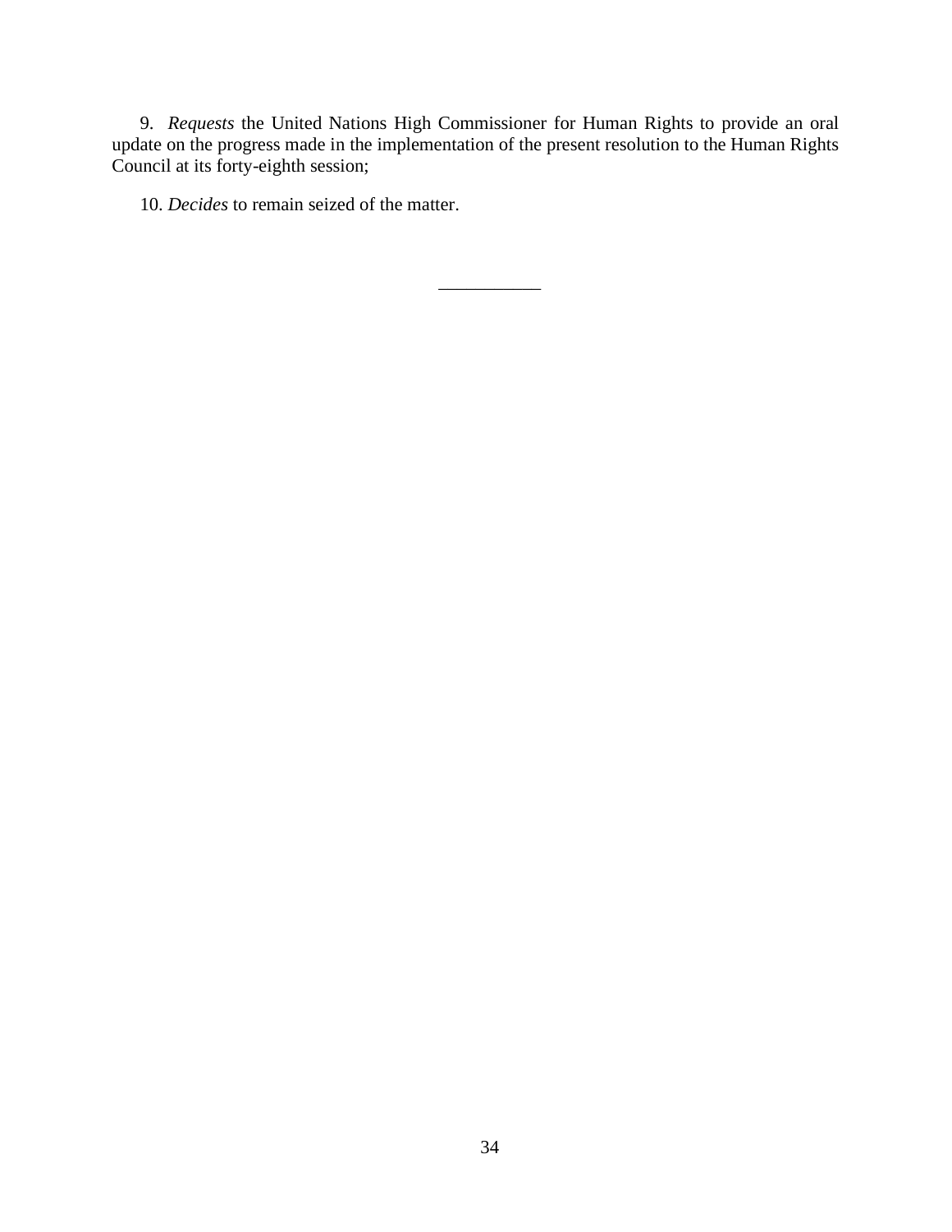9. *Requests* the United Nations High Commissioner for Human Rights to provide an oral update on the progress made in the implementation of the present resolution to the Human Rights Council at its forty-eighth session;

10. *Decides* to remain seized of the matter.

___________